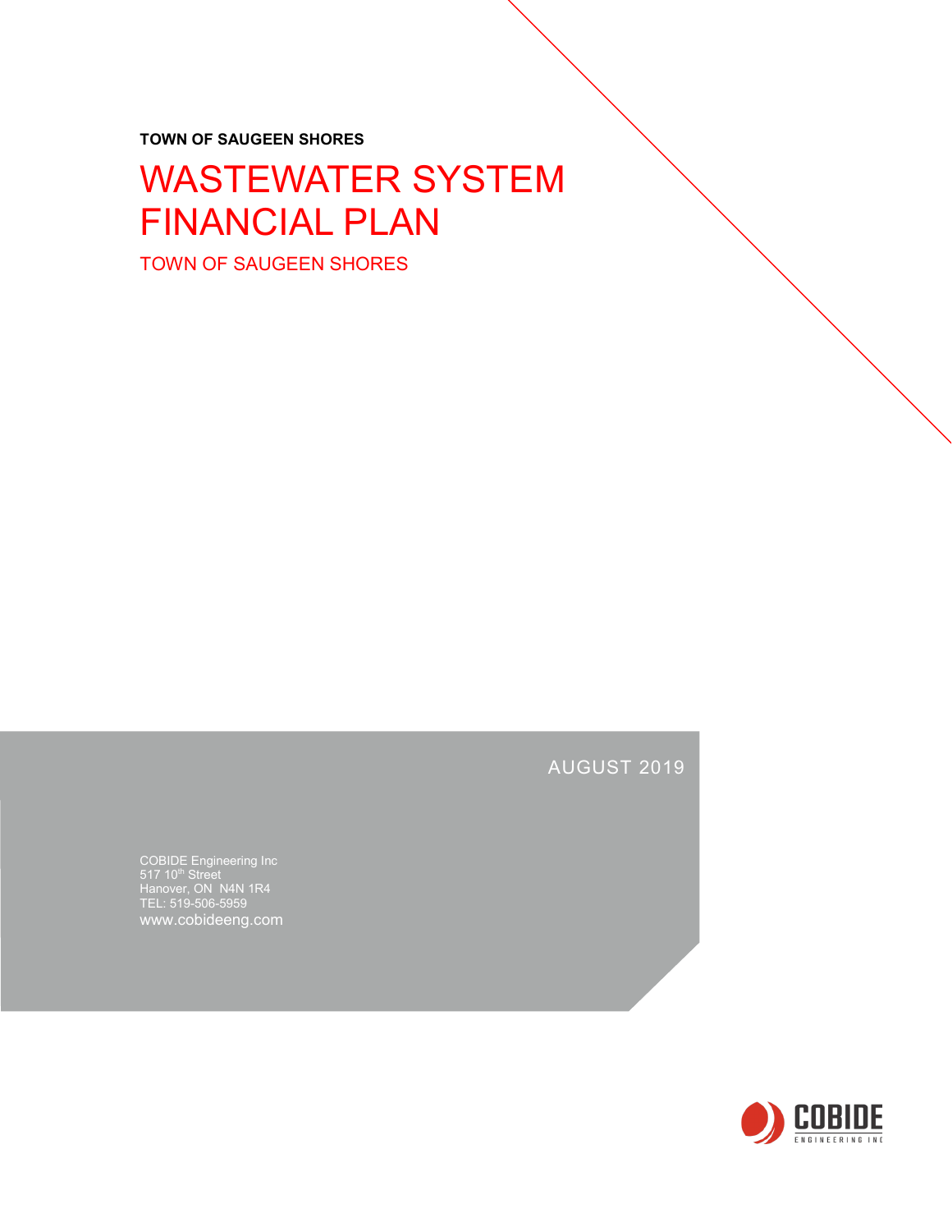**TOWN OF SAUGEEN SHORES**

# WASTEWATER SYSTEM FINANCIAL PLAN

TOWN OF SAUGEEN SHORES

AUGUST 2019

COBIDE Engineering Inc
517 10th Street
Hanover, ON N4N 1R4
TEL: 519-506-5959
www.cobideeng.com

COBIDE
ENGINEERING INC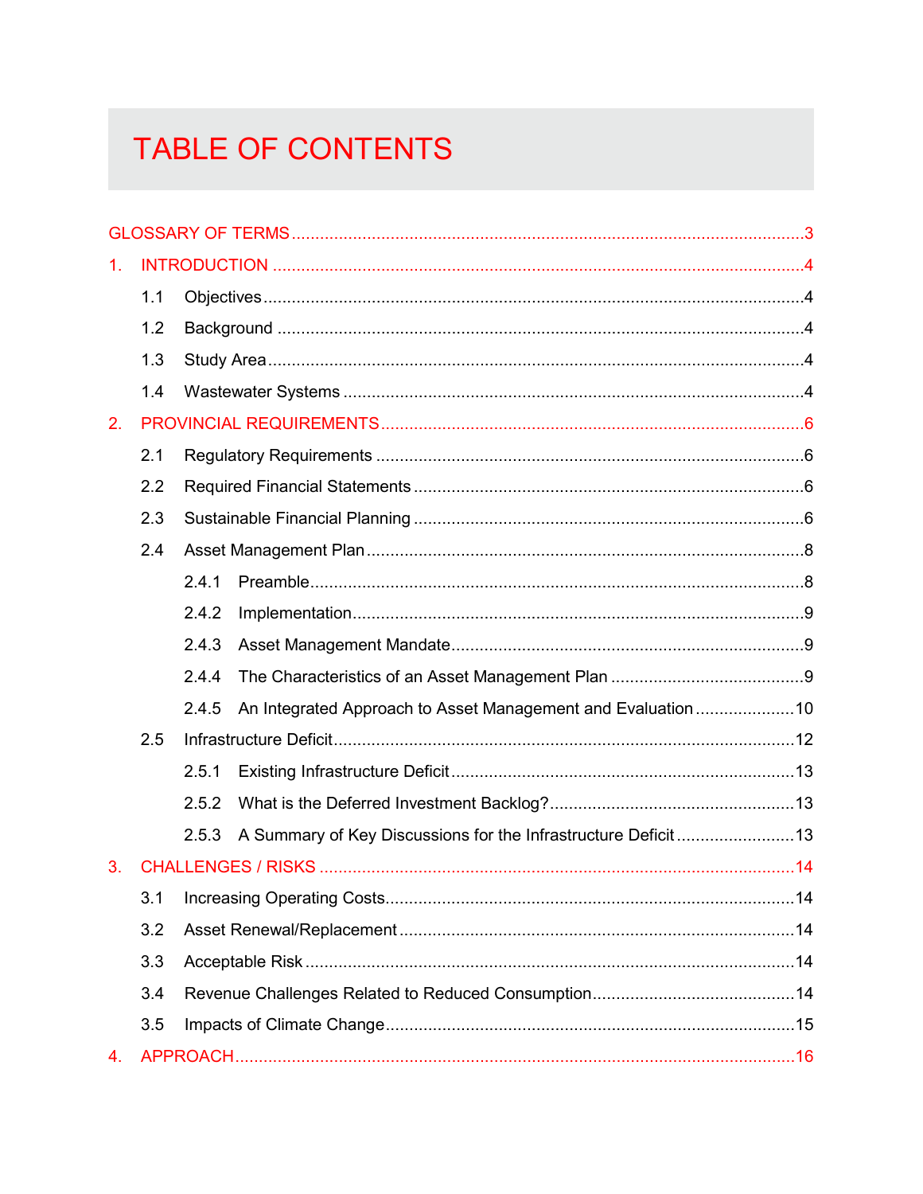# TABLE OF CONTENTS

GLOSSARY OF TERMS ..... 3

1. INTRODUCTION ..... 4
   - 1.1 Objectives ..... 4
   - 1.2 Background ..... 4
   - 1.3 Study Area ..... 4
   - 1.4 Wastewater Systems ..... 4
2. PROVINCIAL REQUIREMENTS ..... 6
   - 2.1 Regulatory Requirements ..... 6
   - 2.2 Required Financial Statements ..... 6
   - 2.3 Sustainable Financial Planning ..... 6
   - 2.4 Asset Management Plan ..... 8
     - 2.4.1 Preamble ..... 8
     - 2.4.2 Implementation ..... 9
     - 2.4.3 Asset Management Mandate ..... 9
     - 2.4.4 The Characteristics of an Asset Management Plan ..... 9
     - 2.4.5 An Integrated Approach to Asset Management and Evaluation ..... 10
   - 2.5 Infrastructure Deficit ..... 12
     - 2.5.1 Existing Infrastructure Deficit ..... 13
     - 2.5.2 What is the Deferred Investment Backlog? ..... 13
     - 2.5.3 A Summary of Key Discussions for the Infrastructure Deficit ..... 13
3. CHALLENGES / RISKS ..... 14
   - 3.1 Increasing Operating Costs ..... 14
   - 3.2 Asset Renewal/Replacement ..... 14
   - 3.3 Acceptable Risk ..... 14
   - 3.4 Revenue Challenges Related to Reduced Consumption ..... 14
   - 3.5 Impacts of Climate Change ..... 15
4. APPROACH ..... 16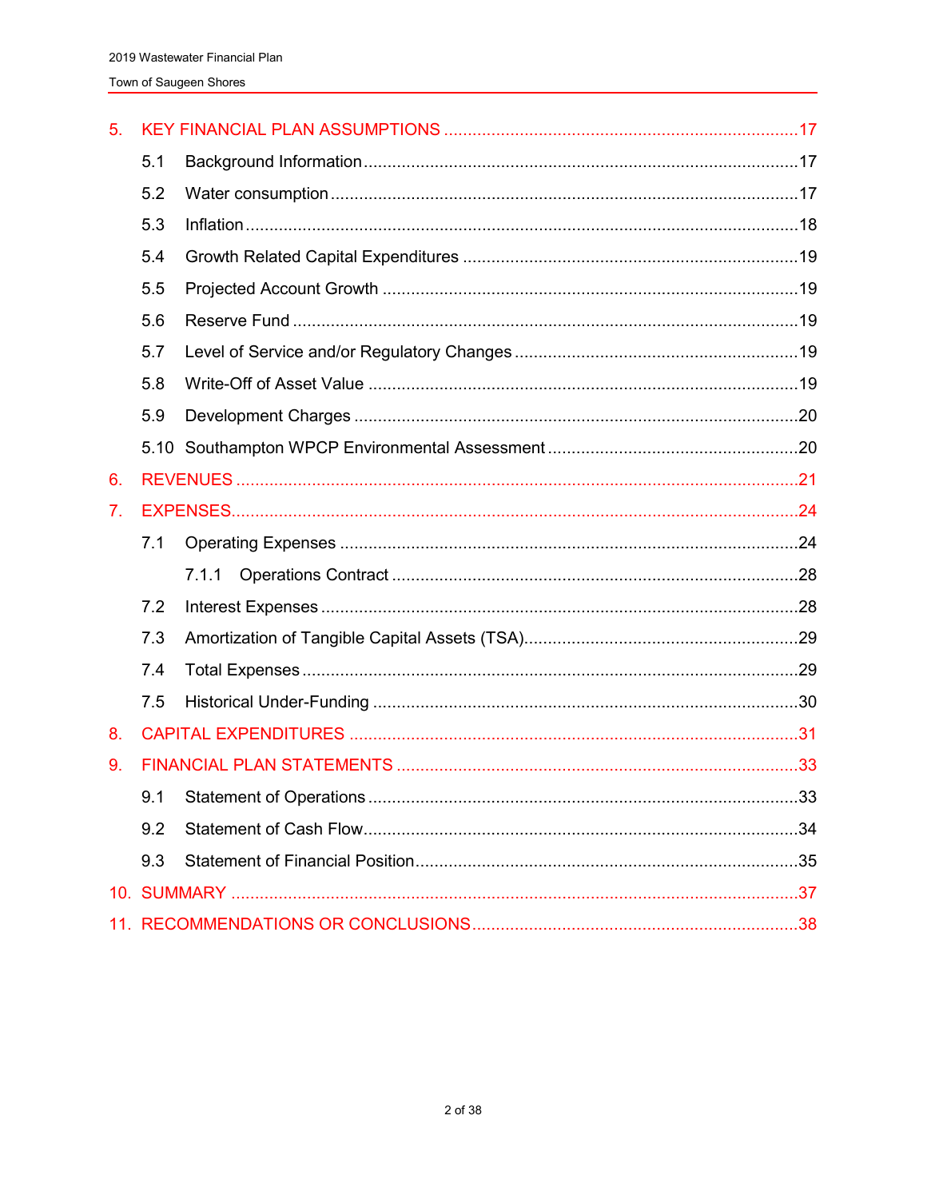5. KEY FINANCIAL PLAN ASSUMPTIONS ..................................................17

- 5.1 Background Information ..................................................17
- 5.2 Water consumption ..................................................17
- 5.3 Inflation ..................................................18
- 5.4 Growth Related Capital Expenditures ..................................................19
- 5.5 Projected Account Growth ..................................................19
- 5.6 Reserve Fund ..................................................19
- 5.7 Level of Service and/or Regulatory Changes ..................................................19
- 5.8 Write-Off of Asset Value ..................................................19
- 5.9 Development Charges ..................................................20
- 5.10 Southampton WPCP Environmental Assessment ..................................................20

6. REVENUES ..................................................21

7. EXPENSES ..................................................24

- 7.1 Operating Expenses ..................................................24
  - 7.1.1 Operations Contract ..................................................28
- 7.2 Interest Expenses ..................................................28
- 7.3 Amortization of Tangible Capital Assets (TSA) ..................................................29
- 7.4 Total Expenses ..................................................29
- 7.5 Historical Under-Funding ..................................................30

8. CAPITAL EXPENDITURES ..................................................31

9. FINANCIAL PLAN STATEMENTS ..................................................33

- 9.1 Statement of Operations ..................................................33
- 9.2 Statement of Cash Flow ..................................................34
- 9.3 Statement of Financial Position ..................................................35

10. SUMMARY ..................................................37

11. RECOMMENDATIONS OR CONCLUSIONS ..................................................38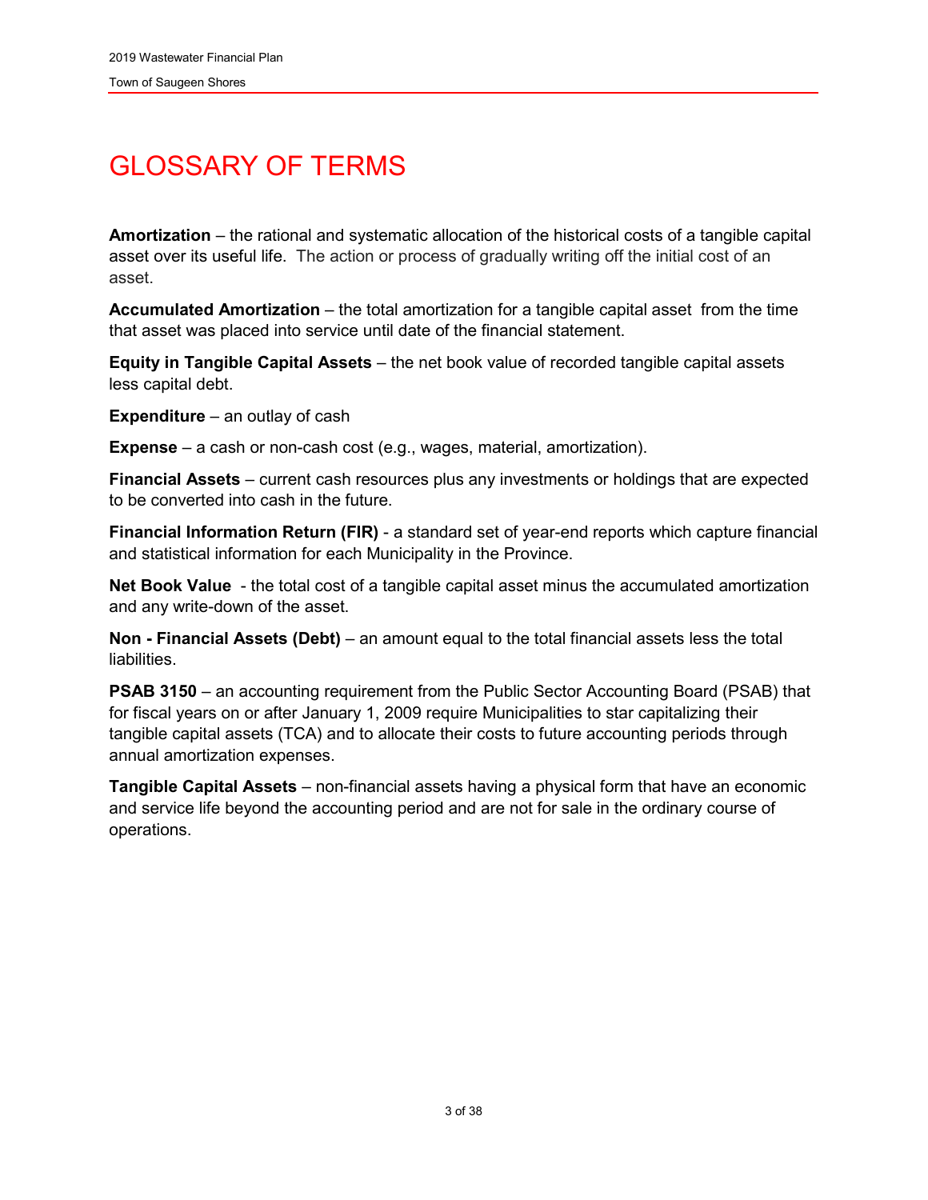# GLOSSARY OF TERMS

**Amortization** – the rational and systematic allocation of the historical costs of a tangible capital asset over its useful life. The action or process of gradually writing off the initial cost of an asset.

**Accumulated Amortization** – the total amortization for a tangible capital asset from the time that asset was placed into service until date of the financial statement.

**Equity in Tangible Capital Assets** – the net book value of recorded tangible capital assets less capital debt.

**Expenditure** – an outlay of cash

**Expense** – a cash or non-cash cost (e.g., wages, material, amortization).

**Financial Assets** – current cash resources plus any investments or holdings that are expected to be converted into cash in the future.

**Financial Information Return (FIR)** - a standard set of year-end reports which capture financial and statistical information for each Municipality in the Province.

**Net Book Value** - the total cost of a tangible capital asset minus the accumulated amortization and any write-down of the asset.

**Non - Financial Assets (Debt)** – an amount equal to the total financial assets less the total liabilities.

**PSAB 3150** – an accounting requirement from the Public Sector Accounting Board (PSAB) that for fiscal years on or after January 1, 2009 require Municipalities to star capitalizing their tangible capital assets (TCA) and to allocate their costs to future accounting periods through annual amortization expenses.

**Tangible Capital Assets** – non-financial assets having a physical form that have an economic and service life beyond the accounting period and are not for sale in the ordinary course of operations.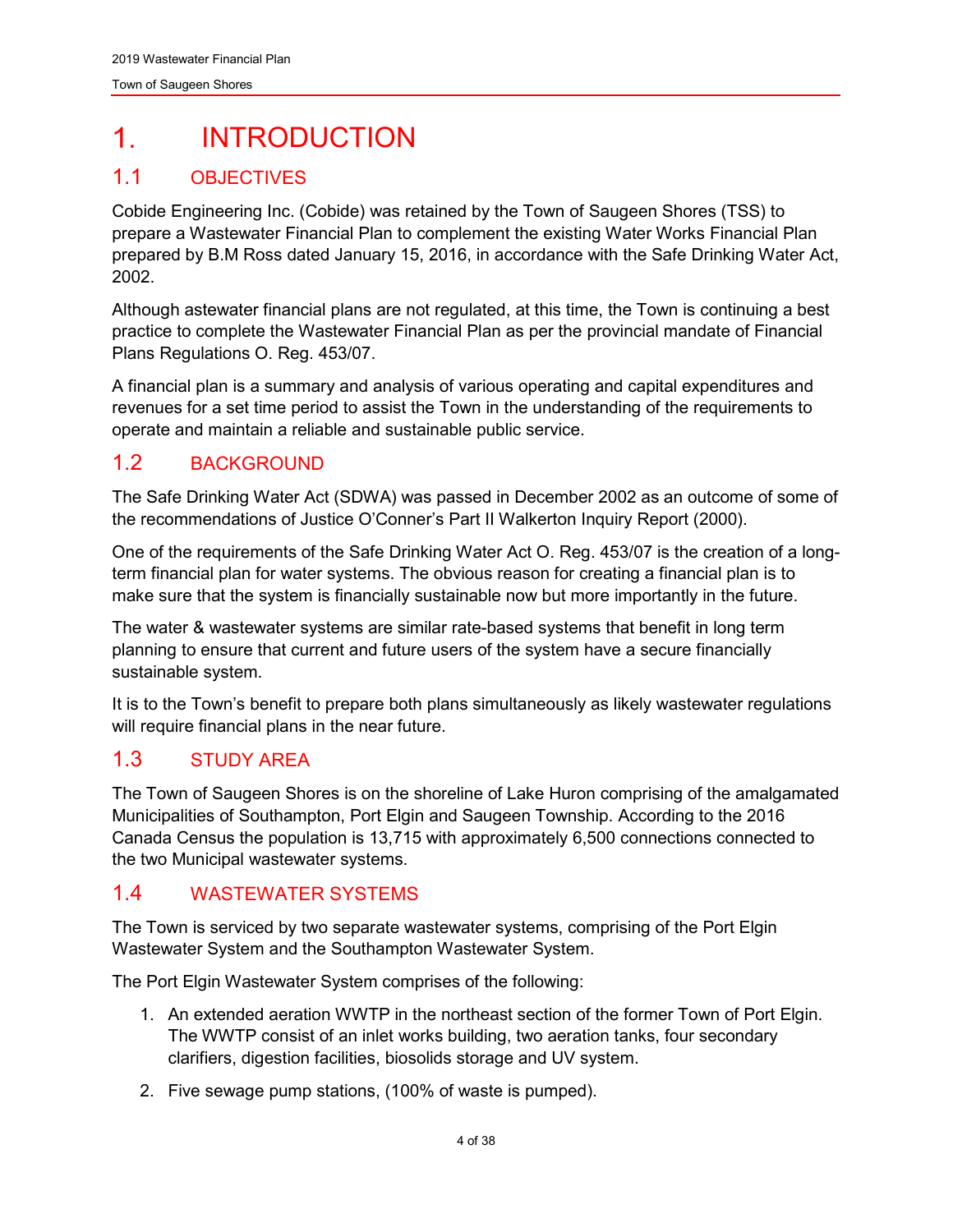# 1. INTRODUCTION

## 1.1 OBJECTIVES

Cobide Engineering Inc. (Cobide) was retained by the Town of Saugeen Shores (TSS) to prepare a Wastewater Financial Plan to complement the existing Water Works Financial Plan prepared by B.M Ross dated January 15, 2016, in accordance with the Safe Drinking Water Act, 2002.

Although astewater financial plans are not regulated, at this time, the Town is continuing a best practice to complete the Wastewater Financial Plan as per the provincial mandate of Financial Plans Regulations O. Reg. 453/07.

A financial plan is a summary and analysis of various operating and capital expenditures and revenues for a set time period to assist the Town in the understanding of the requirements to operate and maintain a reliable and sustainable public service.

## 1.2 BACKGROUND

The Safe Drinking Water Act (SDWA) was passed in December 2002 as an outcome of some of the recommendations of Justice O'Conner's Part II Walkerton Inquiry Report (2000).

One of the requirements of the Safe Drinking Water Act O. Reg. 453/07 is the creation of a long-term financial plan for water systems. The obvious reason for creating a financial plan is to make sure that the system is financially sustainable now but more importantly in the future.

The water & wastewater systems are similar rate-based systems that benefit in long term planning to ensure that current and future users of the system have a secure financially sustainable system.

It is to the Town's benefit to prepare both plans simultaneously as likely wastewater regulations will require financial plans in the near future.

## 1.3 STUDY AREA

The Town of Saugeen Shores is on the shoreline of Lake Huron comprising of the amalgamated Municipalities of Southampton, Port Elgin and Saugeen Township. According to the 2016 Canada Census the population is 13,715 with approximately 6,500 connections connected to the two Municipal wastewater systems.

## 1.4 WASTEWATER SYSTEMS

The Town is serviced by two separate wastewater systems, comprising of the Port Elgin Wastewater System and the Southampton Wastewater System.

The Port Elgin Wastewater System comprises of the following:

1. An extended aeration WWTP in the northeast section of the former Town of Port Elgin. The WWTP consist of an inlet works building, two aeration tanks, four secondary clarifiers, digestion facilities, biosolids storage and UV system.
2. Five sewage pump stations, (100% of waste is pumped).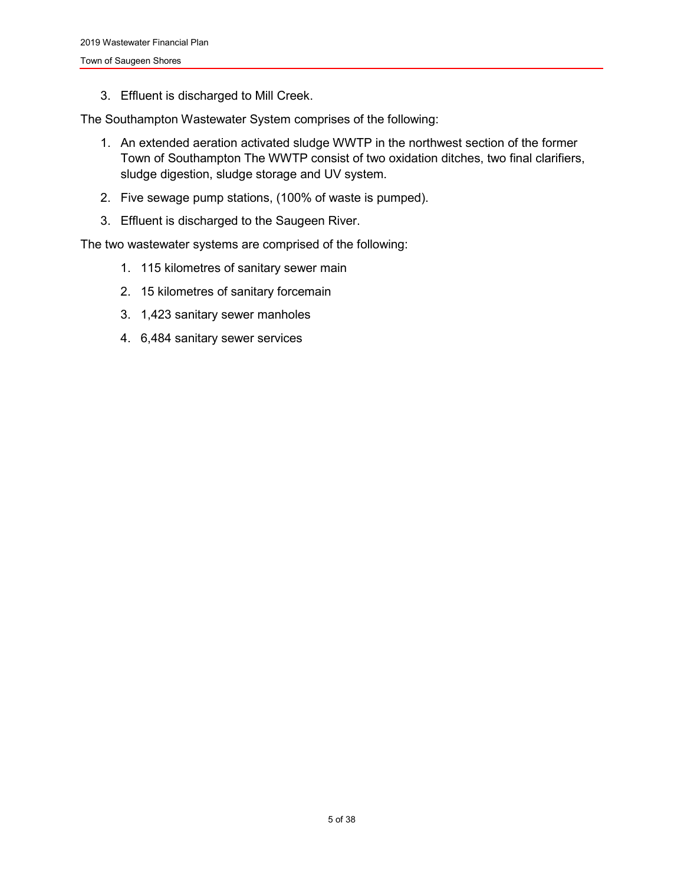3. Effluent is discharged to Mill Creek.

The Southampton Wastewater System comprises of the following:

1. An extended aeration activated sludge WWTP in the northwest section of the former Town of Southampton The WWTP consist of two oxidation ditches, two final clarifiers, sludge digestion, sludge storage and UV system.
2. Five sewage pump stations, (100% of waste is pumped).
3. Effluent is discharged to the Saugeen River.

The two wastewater systems are comprised of the following:

1. 115 kilometres of sanitary sewer main
2. 15 kilometres of sanitary forcemain
3. 1,423 sanitary sewer manholes
4. 6,484 sanitary sewer services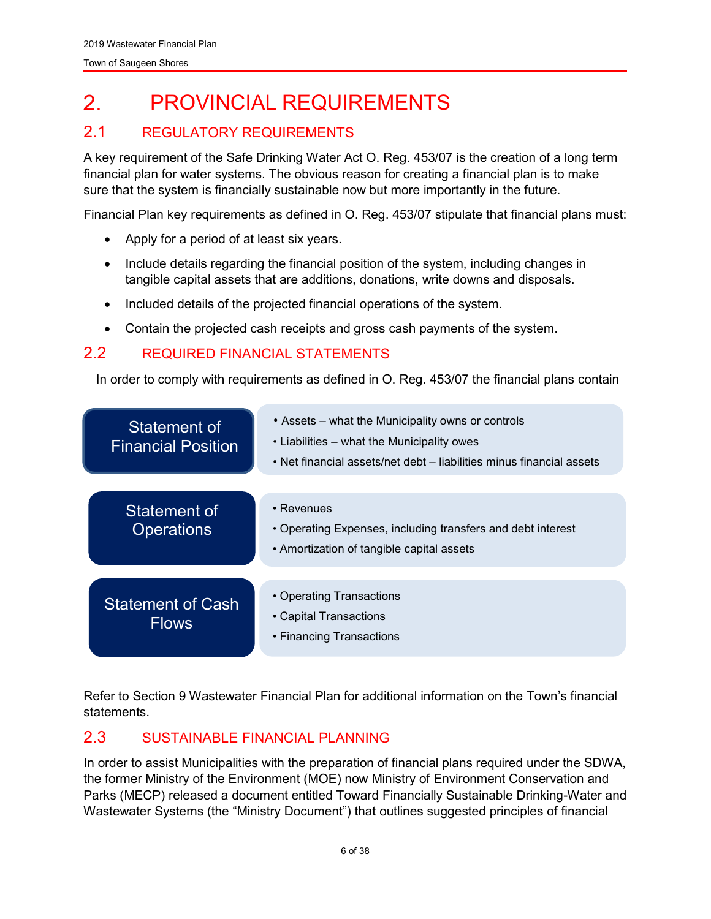# 2. PROVINCIAL REQUIREMENTS

## 2.1 REGULATORY REQUIREMENTS

A key requirement of the Safe Drinking Water Act O. Reg. 453/07 is the creation of a long term financial plan for water systems. The obvious reason for creating a financial plan is to make sure that the system is financially sustainable now but more importantly in the future.

Financial Plan key requirements as defined in O. Reg. 453/07 stipulate that financial plans must:

- Apply for a period of at least six years.
- Include details regarding the financial position of the system, including changes in tangible capital assets that are additions, donations, write downs and disposals.
- Included details of the projected financial operations of the system.
- Contain the projected cash receipts and gross cash payments of the system.

## 2.2 REQUIRED FINANCIAL STATEMENTS

In order to comply with requirements as defined in O. Reg. 453/07 the financial plans contain

| Statement | Contents |
|---|---|
| Statement of Financial Position | • Assets – what the Municipality owns or controls<br>• Liabilities – what the Municipality owes<br>• Net financial assets/net debt – liabilities minus financial assets |
| Statement of Operations | • Revenues<br>• Operating Expenses, including transfers and debt interest<br>• Amortization of tangible capital assets |
| Statement of Cash Flows | • Operating Transactions<br>• Capital Transactions<br>• Financing Transactions |

Refer to Section 9 Wastewater Financial Plan for additional information on the Town's financial statements.

## 2.3 SUSTAINABLE FINANCIAL PLANNING

In order to assist Municipalities with the preparation of financial plans required under the SDWA, the former Ministry of the Environment (MOE) now Ministry of Environment Conservation and Parks (MECP) released a document entitled Toward Financially Sustainable Drinking-Water and Wastewater Systems (the "Ministry Document") that outlines suggested principles of financial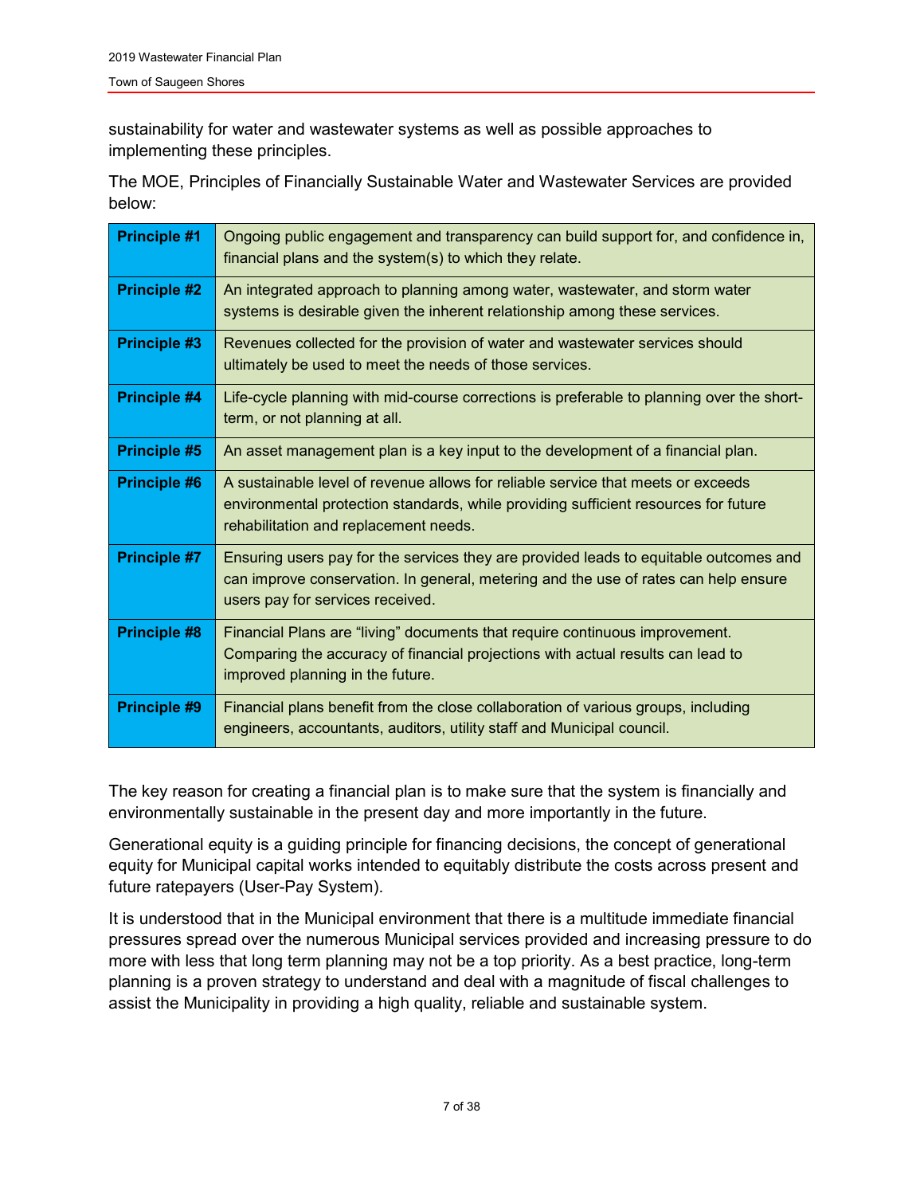sustainability for water and wastewater systems as well as possible approaches to implementing these principles.

The MOE, Principles of Financially Sustainable Water and Wastewater Services are provided below:

| | |
|---|---|
| **Principle #1** | Ongoing public engagement and transparency can build support for, and confidence in, financial plans and the system(s) to which they relate. |
| **Principle #2** | An integrated approach to planning among water, wastewater, and storm water systems is desirable given the inherent relationship among these services. |
| **Principle #3** | Revenues collected for the provision of water and wastewater services should ultimately be used to meet the needs of those services. |
| **Principle #4** | Life-cycle planning with mid-course corrections is preferable to planning over the short-term, or not planning at all. |
| **Principle #5** | An asset management plan is a key input to the development of a financial plan. |
| **Principle #6** | A sustainable level of revenue allows for reliable service that meets or exceeds environmental protection standards, while providing sufficient resources for future rehabilitation and replacement needs. |
| **Principle #7** | Ensuring users pay for the services they are provided leads to equitable outcomes and can improve conservation. In general, metering and the use of rates can help ensure users pay for services received. |
| **Principle #8** | Financial Plans are "living" documents that require continuous improvement. Comparing the accuracy of financial projections with actual results can lead to improved planning in the future. |
| **Principle #9** | Financial plans benefit from the close collaboration of various groups, including engineers, accountants, auditors, utility staff and Municipal council. |

The key reason for creating a financial plan is to make sure that the system is financially and environmentally sustainable in the present day and more importantly in the future.

Generational equity is a guiding principle for financing decisions, the concept of generational equity for Municipal capital works intended to equitably distribute the costs across present and future ratepayers (User-Pay System).

It is understood that in the Municipal environment that there is a multitude immediate financial pressures spread over the numerous Municipal services provided and increasing pressure to do more with less that long term planning may not be a top priority. As a best practice, long-term planning is a proven strategy to understand and deal with a magnitude of fiscal challenges to assist the Municipality in providing a high quality, reliable and sustainable system.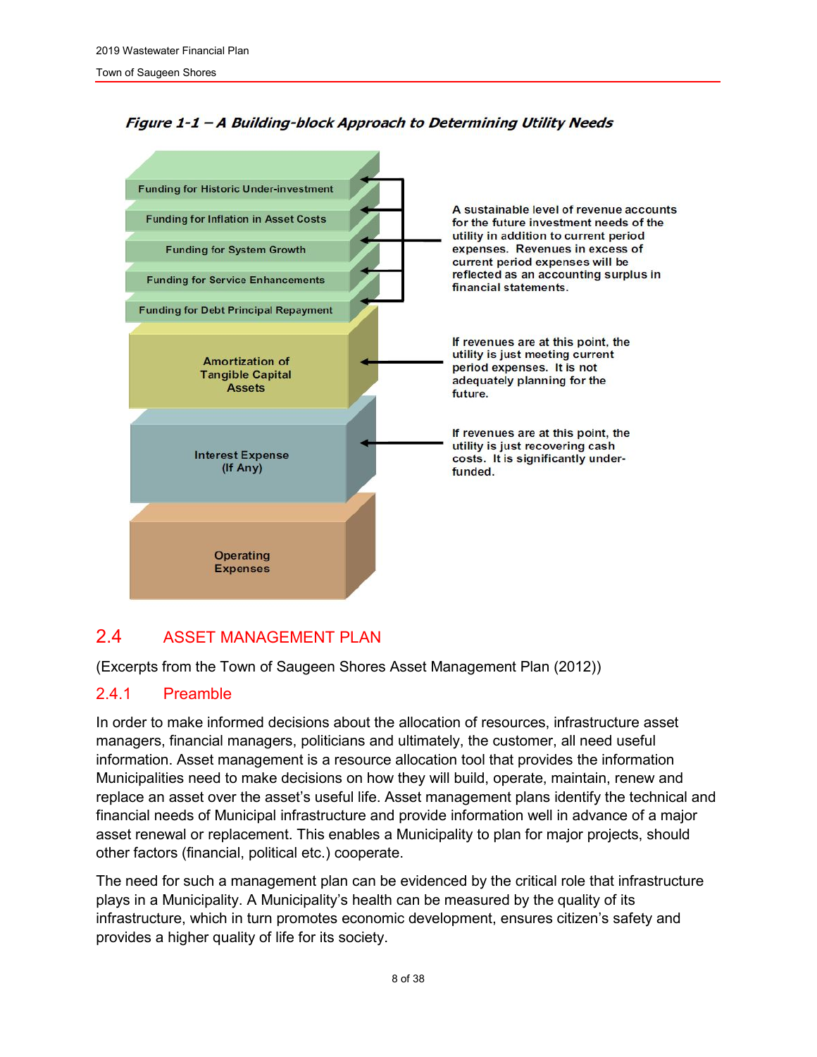*Figure 1-1 – A Building-block Approach to Determining Utility Needs*

Funding for Historic Under-investment

Funding for Inflation in Asset Costs

Funding for System Growth

Funding for Service Enhancements

Funding for Debt Principal Repayment

Amortization of Tangible Capital Assets

Interest Expense (If Any)

Operating Expenses

A sustainable level of revenue accounts for the future investment needs of the utility in addition to current period expenses. Revenues in excess of current period expenses will be reflected as an accounting surplus in financial statements.

If revenues are at this point, the utility is just meeting current period expenses. It is not adequately planning for the future.

If revenues are at this point, the utility is just recovering cash costs. It is significantly under-funded.

## 2.4 ASSET MANAGEMENT PLAN

(Excerpts from the Town of Saugeen Shores Asset Management Plan (2012))

### 2.4.1 Preamble

In order to make informed decisions about the allocation of resources, infrastructure asset managers, financial managers, politicians and ultimately, the customer, all need useful information. Asset management is a resource allocation tool that provides the information Municipalities need to make decisions on how they will build, operate, maintain, renew and replace an asset over the asset's useful life. Asset management plans identify the technical and financial needs of Municipal infrastructure and provide information well in advance of a major asset renewal or replacement. This enables a Municipality to plan for major projects, should other factors (financial, political etc.) cooperate.

The need for such a management plan can be evidenced by the critical role that infrastructure plays in a Municipality. A Municipality's health can be measured by the quality of its infrastructure, which in turn promotes economic development, ensures citizen's safety and provides a higher quality of life for its society.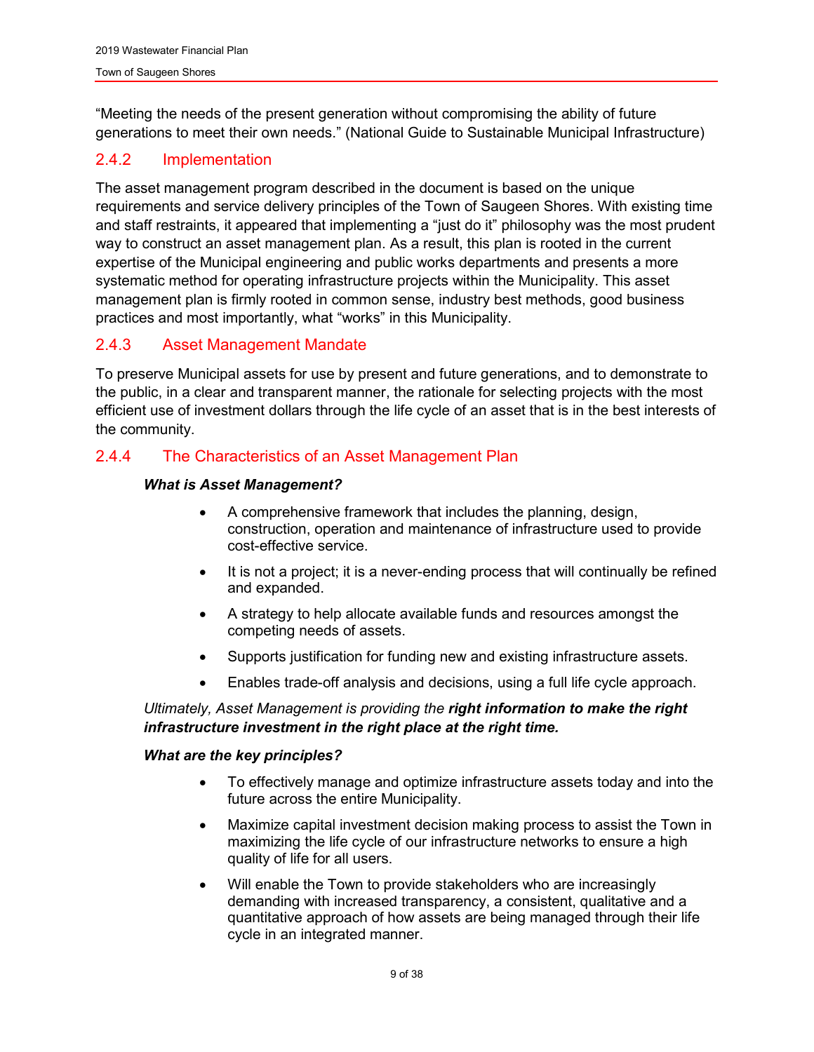"Meeting the needs of the present generation without compromising the ability of future generations to meet their own needs." (National Guide to Sustainable Municipal Infrastructure)

### 2.4.2 Implementation

The asset management program described in the document is based on the unique requirements and service delivery principles of the Town of Saugeen Shores. With existing time and staff restraints, it appeared that implementing a "just do it" philosophy was the most prudent way to construct an asset management plan. As a result, this plan is rooted in the current expertise of the Municipal engineering and public works departments and presents a more systematic method for operating infrastructure projects within the Municipality. This asset management plan is firmly rooted in common sense, industry best methods, good business practices and most importantly, what "works" in this Municipality.

### 2.4.3 Asset Management Mandate

To preserve Municipal assets for use by present and future generations, and to demonstrate to the public, in a clear and transparent manner, the rationale for selecting projects with the most efficient use of investment dollars through the life cycle of an asset that is in the best interests of the community.

### 2.4.4 The Characteristics of an Asset Management Plan

***What is Asset Management?***

- A comprehensive framework that includes the planning, design, construction, operation and maintenance of infrastructure used to provide cost-effective service.
- It is not a project; it is a never-ending process that will continually be refined and expanded.
- A strategy to help allocate available funds and resources amongst the competing needs of assets.
- Supports justification for funding new and existing infrastructure assets.
- Enables trade-off analysis and decisions, using a full life cycle approach.

*Ultimately, Asset Management is providing the* ***right information to make the right infrastructure investment in the right place at the right time.***

***What are the key principles?***

- To effectively manage and optimize infrastructure assets today and into the future across the entire Municipality.
- Maximize capital investment decision making process to assist the Town in maximizing the life cycle of our infrastructure networks to ensure a high quality of life for all users.
- Will enable the Town to provide stakeholders who are increasingly demanding with increased transparency, a consistent, qualitative and a quantitative approach of how assets are being managed through their life cycle in an integrated manner.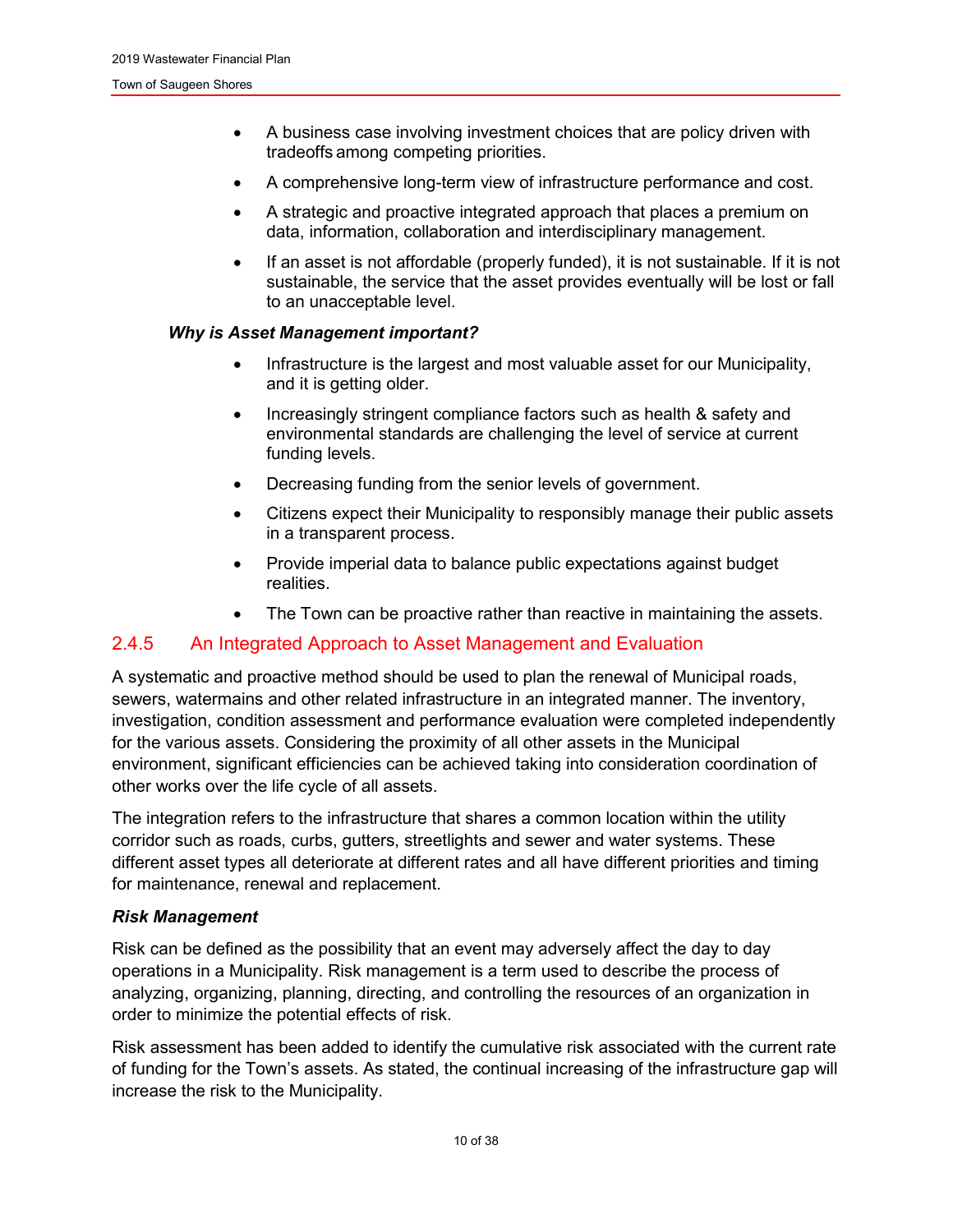- A business case involving investment choices that are policy driven with tradeoffs among competing priorities.
- A comprehensive long-term view of infrastructure performance and cost.
- A strategic and proactive integrated approach that places a premium on data, information, collaboration and interdisciplinary management.
- If an asset is not affordable (properly funded), it is not sustainable. If it is not sustainable, the service that the asset provides eventually will be lost or fall to an unacceptable level.

***Why is Asset Management important?***

- Infrastructure is the largest and most valuable asset for our Municipality, and it is getting older.
- Increasingly stringent compliance factors such as health & safety and environmental standards are challenging the level of service at current funding levels.
- Decreasing funding from the senior levels of government.
- Citizens expect their Municipality to responsibly manage their public assets in a transparent process.
- Provide imperial data to balance public expectations against budget realities.
- The Town can be proactive rather than reactive in maintaining the assets.

### 2.4.5 An Integrated Approach to Asset Management and Evaluation

A systematic and proactive method should be used to plan the renewal of Municipal roads, sewers, watermains and other related infrastructure in an integrated manner. The inventory, investigation, condition assessment and performance evaluation were completed independently for the various assets. Considering the proximity of all other assets in the Municipal environment, significant efficiencies can be achieved taking into consideration coordination of other works over the life cycle of all assets.

The integration refers to the infrastructure that shares a common location within the utility corridor such as roads, curbs, gutters, streetlights and sewer and water systems. These different asset types all deteriorate at different rates and all have different priorities and timing for maintenance, renewal and replacement.

***Risk Management***

Risk can be defined as the possibility that an event may adversely affect the day to day operations in a Municipality. Risk management is a term used to describe the process of analyzing, organizing, planning, directing, and controlling the resources of an organization in order to minimize the potential effects of risk.

Risk assessment has been added to identify the cumulative risk associated with the current rate of funding for the Town's assets. As stated, the continual increasing of the infrastructure gap will increase the risk to the Municipality.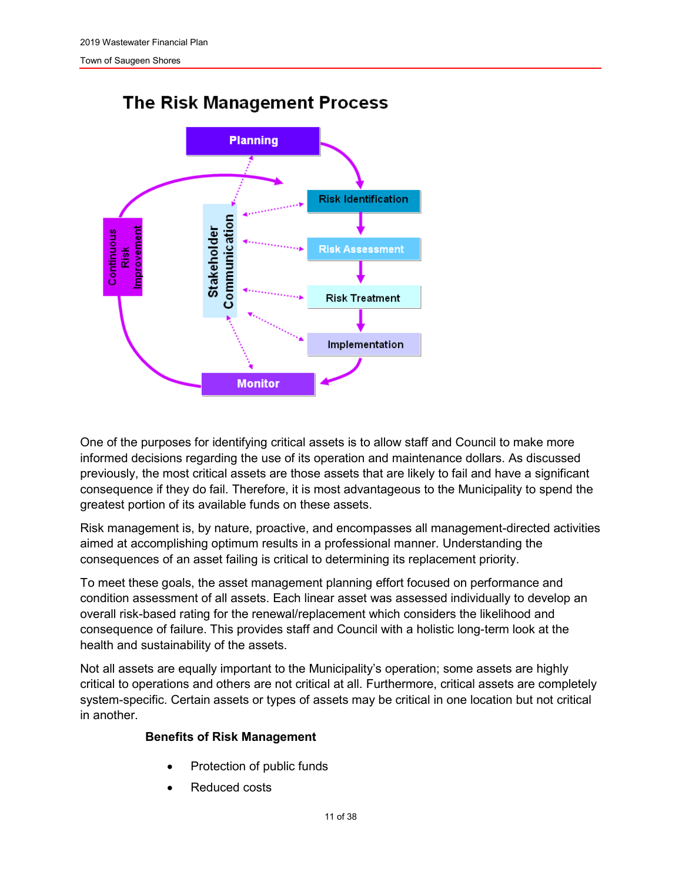## The Risk Management Process

Planning

Risk Identification

Risk Assessment

Risk Treatment

Implementation

Monitor

Stakeholder Communication

Continuous Risk Improvement

One of the purposes for identifying critical assets is to allow staff and Council to make more informed decisions regarding the use of its operation and maintenance dollars. As discussed previously, the most critical assets are those assets that are likely to fail and have a significant consequence if they do fail. Therefore, it is most advantageous to the Municipality to spend the greatest portion of its available funds on these assets.

Risk management is, by nature, proactive, and encompasses all management-directed activities aimed at accomplishing optimum results in a professional manner. Understanding the consequences of an asset failing is critical to determining its replacement priority.

To meet these goals, the asset management planning effort focused on performance and condition assessment of all assets. Each linear asset was assessed individually to develop an overall risk-based rating for the renewal/replacement which considers the likelihood and consequence of failure. This provides staff and Council with a holistic long-term look at the health and sustainability of the assets.

Not all assets are equally important to the Municipality's operation; some assets are highly critical to operations and others are not critical at all. Furthermore, critical assets are completely system-specific. Certain assets or types of assets may be critical in one location but not critical in another.

**Benefits of Risk Management**

- Protection of public funds
- Reduced costs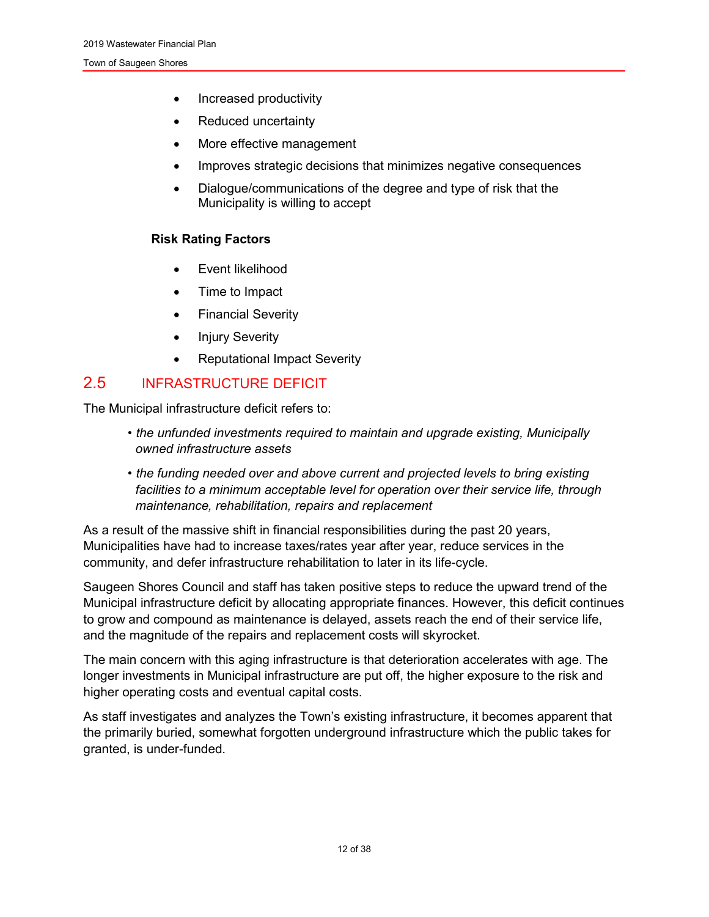- Increased productivity
- Reduced uncertainty
- More effective management
- Improves strategic decisions that minimizes negative consequences
- Dialogue/communications of the degree and type of risk that the Municipality is willing to accept

**Risk Rating Factors**

- Event likelihood
- Time to Impact
- Financial Severity
- Injury Severity
- Reputational Impact Severity

## 2.5 INFRASTRUCTURE DEFICIT

The Municipal infrastructure deficit refers to:

- *the unfunded investments required to maintain and upgrade existing, Municipally owned infrastructure assets*
- *the funding needed over and above current and projected levels to bring existing facilities to a minimum acceptable level for operation over their service life, through maintenance, rehabilitation, repairs and replacement*

As a result of the massive shift in financial responsibilities during the past 20 years, Municipalities have had to increase taxes/rates year after year, reduce services in the community, and defer infrastructure rehabilitation to later in its life-cycle.

Saugeen Shores Council and staff has taken positive steps to reduce the upward trend of the Municipal infrastructure deficit by allocating appropriate finances. However, this deficit continues to grow and compound as maintenance is delayed, assets reach the end of their service life, and the magnitude of the repairs and replacement costs will skyrocket.

The main concern with this aging infrastructure is that deterioration accelerates with age. The longer investments in Municipal infrastructure are put off, the higher exposure to the risk and higher operating costs and eventual capital costs.

As staff investigates and analyzes the Town's existing infrastructure, it becomes apparent that the primarily buried, somewhat forgotten underground infrastructure which the public takes for granted, is under-funded.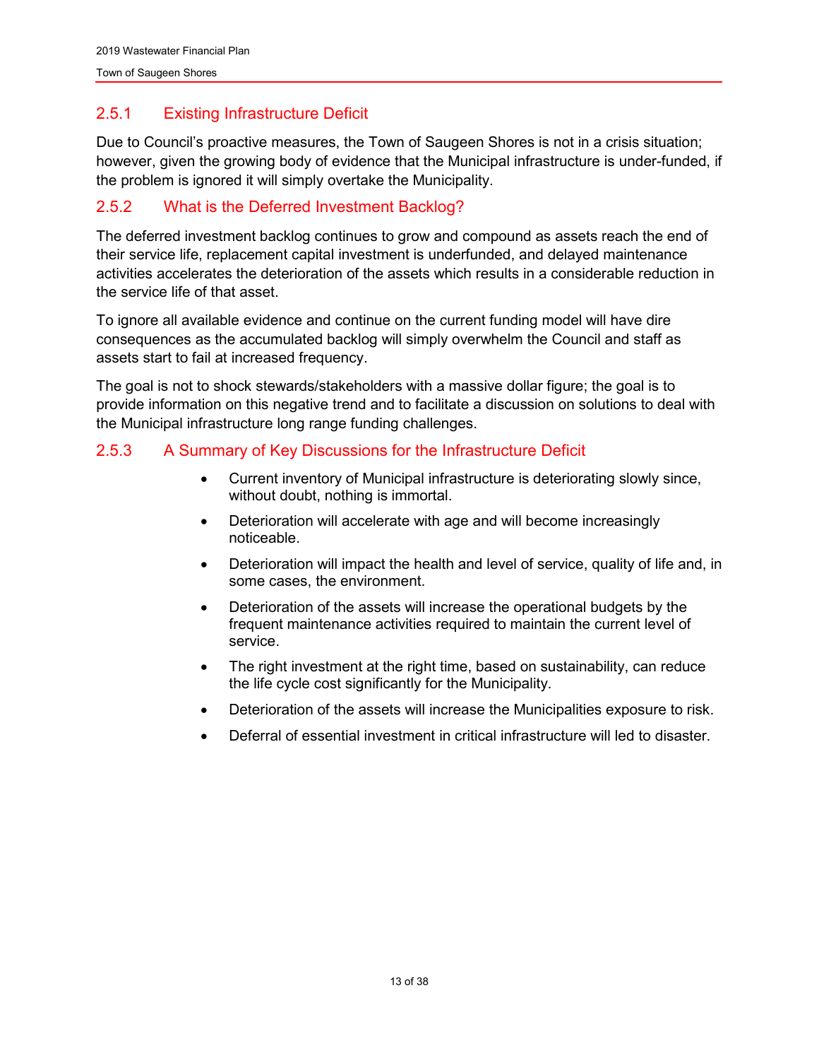### 2.5.1 Existing Infrastructure Deficit

Due to Council's proactive measures, the Town of Saugeen Shores is not in a crisis situation; however, given the growing body of evidence that the Municipal infrastructure is under-funded, if the problem is ignored it will simply overtake the Municipality.

### 2.5.2 What is the Deferred Investment Backlog?

The deferred investment backlog continues to grow and compound as assets reach the end of their service life, replacement capital investment is underfunded, and delayed maintenance activities accelerates the deterioration of the assets which results in a considerable reduction in the service life of that asset.

To ignore all available evidence and continue on the current funding model will have dire consequences as the accumulated backlog will simply overwhelm the Council and staff as assets start to fail at increased frequency.

The goal is not to shock stewards/stakeholders with a massive dollar figure; the goal is to provide information on this negative trend and to facilitate a discussion on solutions to deal with the Municipal infrastructure long range funding challenges.

### 2.5.3 A Summary of Key Discussions for the Infrastructure Deficit

- Current inventory of Municipal infrastructure is deteriorating slowly since, without doubt, nothing is immortal.
- Deterioration will accelerate with age and will become increasingly noticeable.
- Deterioration will impact the health and level of service, quality of life and, in some cases, the environment.
- Deterioration of the assets will increase the operational budgets by the frequent maintenance activities required to maintain the current level of service.
- The right investment at the right time, based on sustainability, can reduce the life cycle cost significantly for the Municipality.
- Deterioration of the assets will increase the Municipalities exposure to risk.
- Deferral of essential investment in critical infrastructure will led to disaster.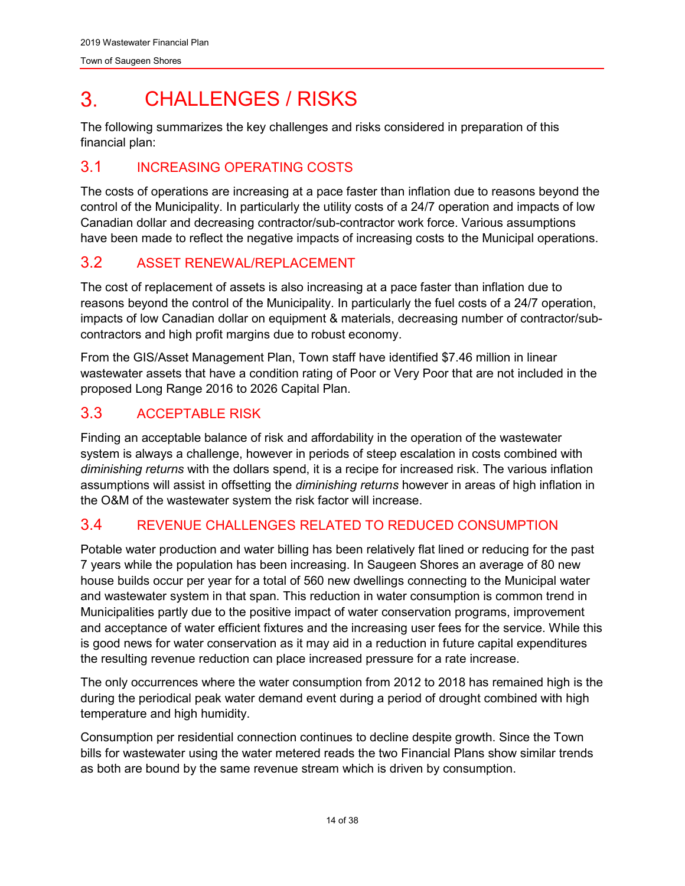# 3. CHALLENGES / RISKS

The following summarizes the key challenges and risks considered in preparation of this financial plan:

## 3.1 INCREASING OPERATING COSTS

The costs of operations are increasing at a pace faster than inflation due to reasons beyond the control of the Municipality. In particularly the utility costs of a 24/7 operation and impacts of low Canadian dollar and decreasing contractor/sub-contractor work force. Various assumptions have been made to reflect the negative impacts of increasing costs to the Municipal operations.

## 3.2 ASSET RENEWAL/REPLACEMENT

The cost of replacement of assets is also increasing at a pace faster than inflation due to reasons beyond the control of the Municipality. In particularly the fuel costs of a 24/7 operation, impacts of low Canadian dollar on equipment & materials, decreasing number of contractor/sub-contractors and high profit margins due to robust economy.

From the GIS/Asset Management Plan, Town staff have identified $7.46 million in linear wastewater assets that have a condition rating of Poor or Very Poor that are not included in the proposed Long Range 2016 to 2026 Capital Plan.

## 3.3 ACCEPTABLE RISK

Finding an acceptable balance of risk and affordability in the operation of the wastewater system is always a challenge, however in periods of steep escalation in costs combined with *diminishing returns* with the dollars spend, it is a recipe for increased risk. The various inflation assumptions will assist in offsetting the *diminishing returns* however in areas of high inflation in the O&M of the wastewater system the risk factor will increase.

## 3.4 REVENUE CHALLENGES RELATED TO REDUCED CONSUMPTION

Potable water production and water billing has been relatively flat lined or reducing for the past 7 years while the population has been increasing. In Saugeen Shores an average of 80 new house builds occur per year for a total of 560 new dwellings connecting to the Municipal water and wastewater system in that span. This reduction in water consumption is common trend in Municipalities partly due to the positive impact of water conservation programs, improvement and acceptance of water efficient fixtures and the increasing user fees for the service. While this is good news for water conservation as it may aid in a reduction in future capital expenditures the resulting revenue reduction can place increased pressure for a rate increase.

The only occurrences where the water consumption from 2012 to 2018 has remained high is the during the periodical peak water demand event during a period of drought combined with high temperature and high humidity.

Consumption per residential connection continues to decline despite growth. Since the Town bills for wastewater using the water metered reads the two Financial Plans show similar trends as both are bound by the same revenue stream which is driven by consumption.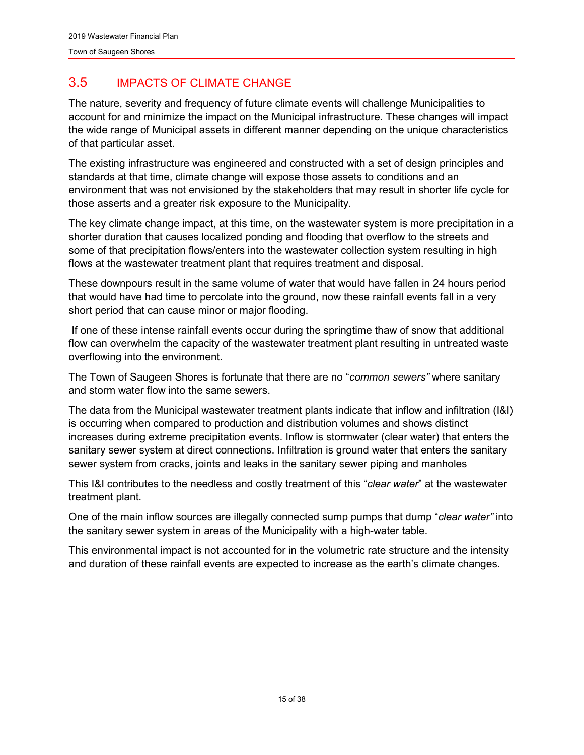## 3.5 IMPACTS OF CLIMATE CHANGE

The nature, severity and frequency of future climate events will challenge Municipalities to account for and minimize the impact on the Municipal infrastructure. These changes will impact the wide range of Municipal assets in different manner depending on the unique characteristics of that particular asset.

The existing infrastructure was engineered and constructed with a set of design principles and standards at that time, climate change will expose those assets to conditions and an environment that was not envisioned by the stakeholders that may result in shorter life cycle for those asserts and a greater risk exposure to the Municipality.

The key climate change impact, at this time, on the wastewater system is more precipitation in a shorter duration that causes localized ponding and flooding that overflow to the streets and some of that precipitation flows/enters into the wastewater collection system resulting in high flows at the wastewater treatment plant that requires treatment and disposal.

These downpours result in the same volume of water that would have fallen in 24 hours period that would have had time to percolate into the ground, now these rainfall events fall in a very short period that can cause minor or major flooding.

If one of these intense rainfall events occur during the springtime thaw of snow that additional flow can overwhelm the capacity of the wastewater treatment plant resulting in untreated waste overflowing into the environment.

The Town of Saugeen Shores is fortunate that there are no "*common sewers"* where sanitary and storm water flow into the same sewers.

The data from the Municipal wastewater treatment plants indicate that inflow and infiltration (I&I) is occurring when compared to production and distribution volumes and shows distinct increases during extreme precipitation events. Inflow is stormwater (clear water) that enters the sanitary sewer system at direct connections. Infiltration is ground water that enters the sanitary sewer system from cracks, joints and leaks in the sanitary sewer piping and manholes

This I&I contributes to the needless and costly treatment of this "*clear water*" at the wastewater treatment plant.

One of the main inflow sources are illegally connected sump pumps that dump "*clear water"* into the sanitary sewer system in areas of the Municipality with a high-water table.

This environmental impact is not accounted for in the volumetric rate structure and the intensity and duration of these rainfall events are expected to increase as the earth's climate changes.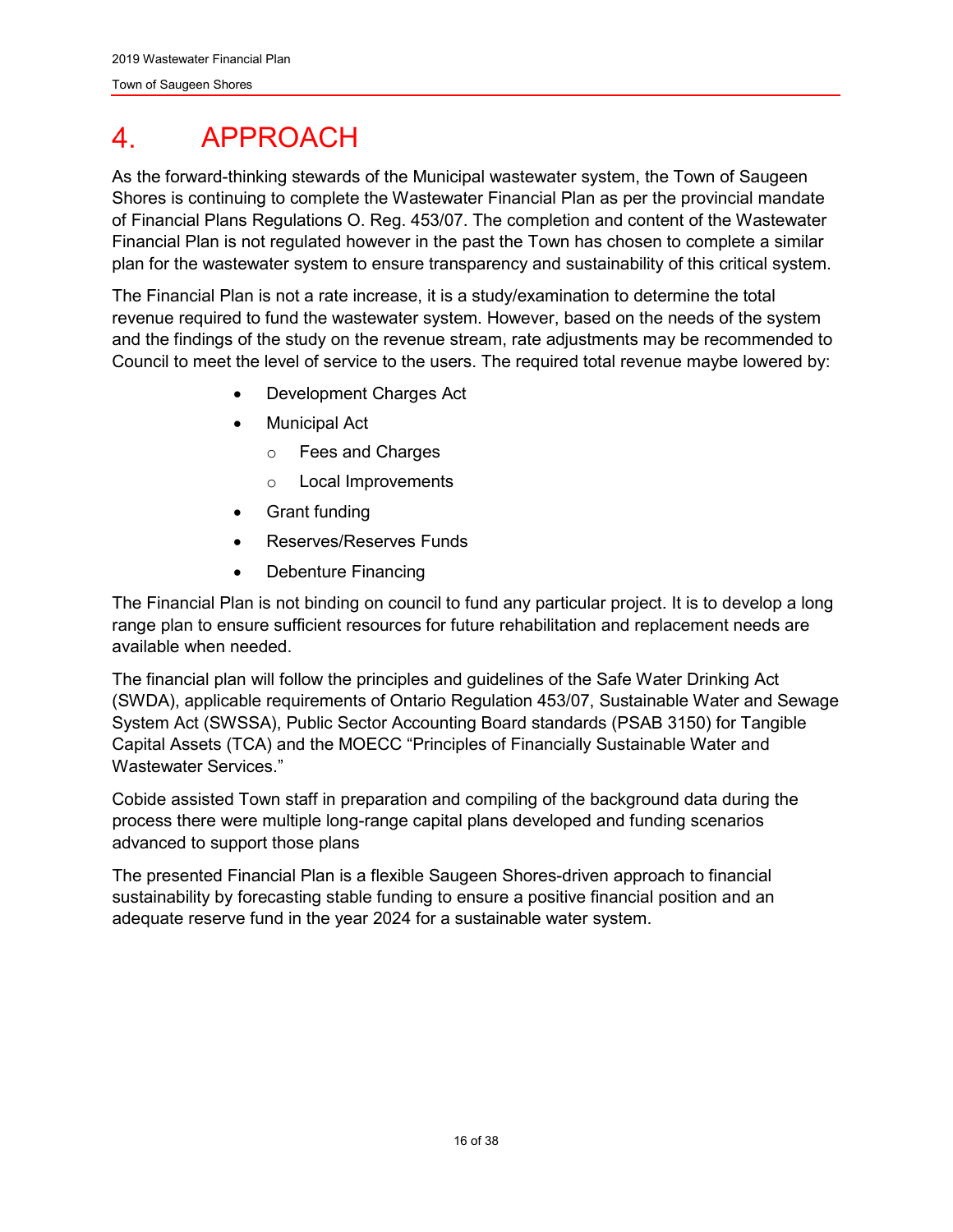# 4. APPROACH

As the forward-thinking stewards of the Municipal wastewater system, the Town of Saugeen Shores is continuing to complete the Wastewater Financial Plan as per the provincial mandate of Financial Plans Regulations O. Reg. 453/07. The completion and content of the Wastewater Financial Plan is not regulated however in the past the Town has chosen to complete a similar plan for the wastewater system to ensure transparency and sustainability of this critical system.

The Financial Plan is not a rate increase, it is a study/examination to determine the total revenue required to fund the wastewater system. However, based on the needs of the system and the findings of the study on the revenue stream, rate adjustments may be recommended to Council to meet the level of service to the users. The required total revenue maybe lowered by:

- Development Charges Act
- Municipal Act
  - Fees and Charges
  - Local Improvements
- Grant funding
- Reserves/Reserves Funds
- Debenture Financing

The Financial Plan is not binding on council to fund any particular project. It is to develop a long range plan to ensure sufficient resources for future rehabilitation and replacement needs are available when needed.

The financial plan will follow the principles and guidelines of the Safe Water Drinking Act (SWDA), applicable requirements of Ontario Regulation 453/07, Sustainable Water and Sewage System Act (SWSSA), Public Sector Accounting Board standards (PSAB 3150) for Tangible Capital Assets (TCA) and the MOECC "Principles of Financially Sustainable Water and Wastewater Services."

Cobide assisted Town staff in preparation and compiling of the background data during the process there were multiple long-range capital plans developed and funding scenarios advanced to support those plans

The presented Financial Plan is a flexible Saugeen Shores-driven approach to financial sustainability by forecasting stable funding to ensure a positive financial position and an adequate reserve fund in the year 2024 for a sustainable water system.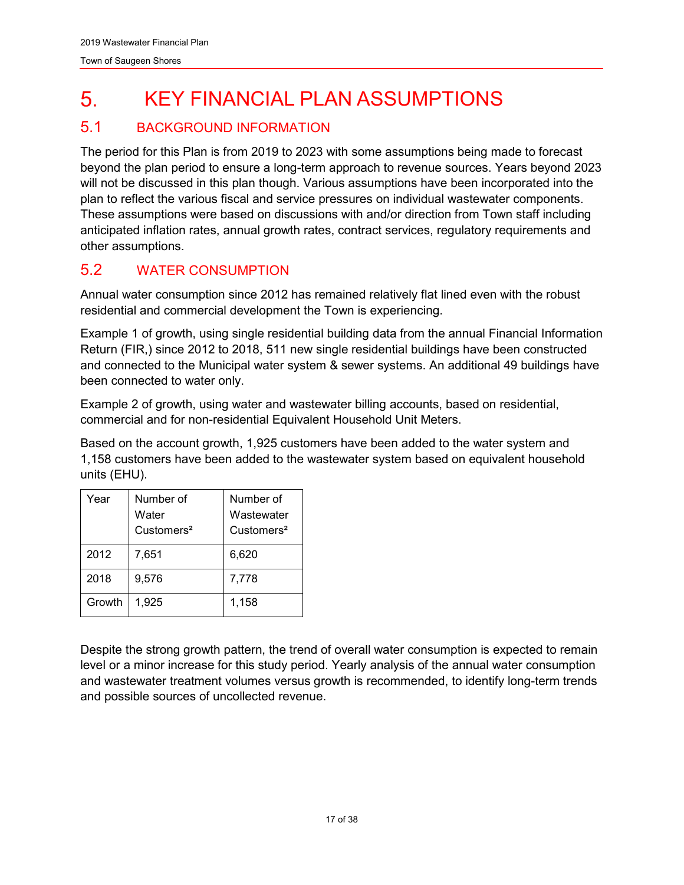# 5. KEY FINANCIAL PLAN ASSUMPTIONS

## 5.1 BACKGROUND INFORMATION

The period for this Plan is from 2019 to 2023 with some assumptions being made to forecast beyond the plan period to ensure a long-term approach to revenue sources. Years beyond 2023 will not be discussed in this plan though. Various assumptions have been incorporated into the plan to reflect the various fiscal and service pressures on individual wastewater components. These assumptions were based on discussions with and/or direction from Town staff including anticipated inflation rates, annual growth rates, contract services, regulatory requirements and other assumptions.

## 5.2 WATER CONSUMPTION

Annual water consumption since 2012 has remained relatively flat lined even with the robust residential and commercial development the Town is experiencing.

Example 1 of growth, using single residential building data from the annual Financial Information Return (FIR,) since 2012 to 2018, 511 new single residential buildings have been constructed and connected to the Municipal water system & sewer systems. An additional 49 buildings have been connected to water only.

Example 2 of growth, using water and wastewater billing accounts, based on residential, commercial and for non-residential Equivalent Household Unit Meters.

Based on the account growth, 1,925 customers have been added to the water system and 1,158 customers have been added to the wastewater system based on equivalent household units (EHU).

| Year | Number of Water Customers[2] | Number of Wastewater Customers[2] |
|---|---|---|
| 2012 | 7,651 | 6,620 |
| 2018 | 9,576 | 7,778 |
| Growth | 1,925 | 1,158 |

Despite the strong growth pattern, the trend of overall water consumption is expected to remain level or a minor increase for this study period. Yearly analysis of the annual water consumption and wastewater treatment volumes versus growth is recommended, to identify long-term trends and possible sources of uncollected revenue.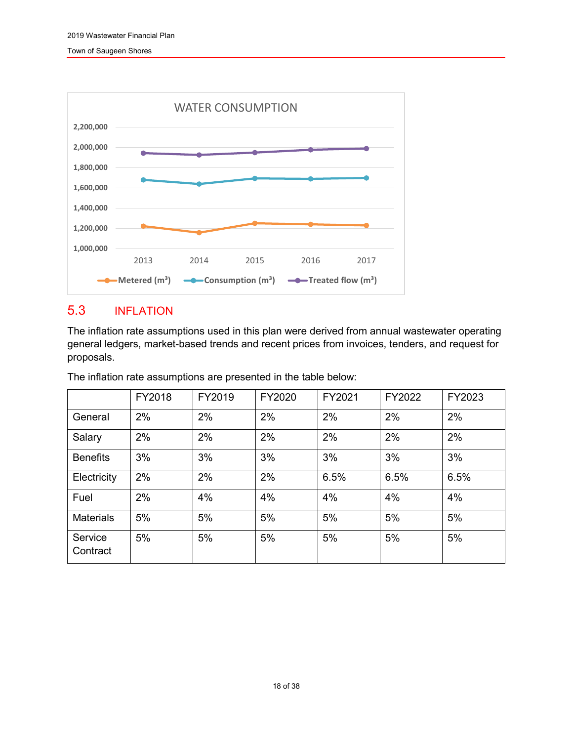WATER CONSUMPTION

## 5.3 INFLATION

The inflation rate assumptions used in this plan were derived from annual wastewater operating general ledgers, market-based trends and recent prices from invoices, tenders, and request for proposals.

The inflation rate assumptions are presented in the table below:

| | FY2018 | FY2019 | FY2020 | FY2021 | FY2022 | FY2023 |
|---|---|---|---|---|---|---|
| General | 2% | 2% | 2% | 2% | 2% | 2% |
| Salary | 2% | 2% | 2% | 2% | 2% | 2% |
| Benefits | 3% | 3% | 3% | 3% | 3% | 3% |
| Electricity | 2% | 2% | 2% | 6.5% | 6.5% | 6.5% |
| Fuel | 2% | 4% | 4% | 4% | 4% | 4% |
| Materials | 5% | 5% | 5% | 5% | 5% | 5% |
| Service Contract | 5% | 5% | 5% | 5% | 5% | 5% |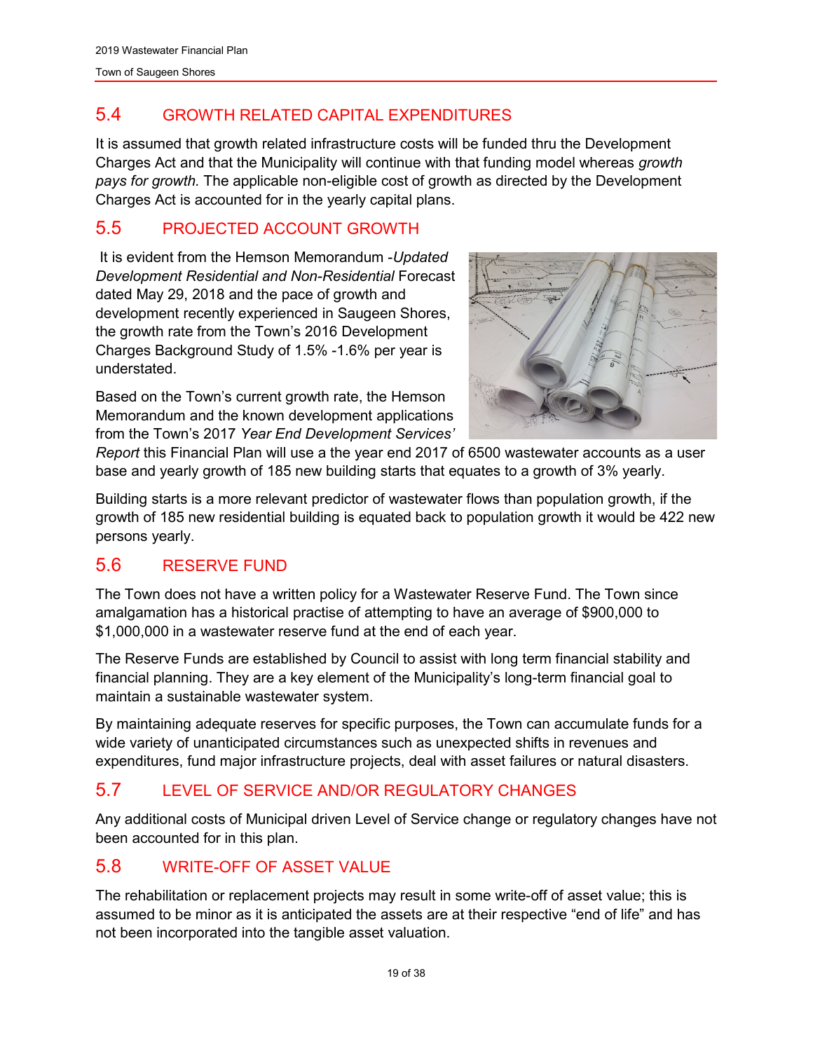## 5.4 GROWTH RELATED CAPITAL EXPENDITURES

It is assumed that growth related infrastructure costs will be funded thru the Development Charges Act and that the Municipality will continue with that funding model whereas *growth pays for growth.* The applicable non-eligible cost of growth as directed by the Development Charges Act is accounted for in the yearly capital plans.

## 5.5 PROJECTED ACCOUNT GROWTH

It is evident from the Hemson Memorandum -*Updated Development Residential and Non-Residential* Forecast dated May 29, 2018 and the pace of growth and development recently experienced in Saugeen Shores, the growth rate from the Town's 2016 Development Charges Background Study of 1.5% -1.6% per year is understated.

Based on the Town's current growth rate, the Hemson Memorandum and the known development applications from the Town's 2017 *Year End Development Services' Report* this Financial Plan will use a the year end 2017 of 6500 wastewater accounts as a user base and yearly growth of 185 new building starts that equates to a growth of 3% yearly.

Building starts is a more relevant predictor of wastewater flows than population growth, if the growth of 185 new residential building is equated back to population growth it would be 422 new persons yearly.

## 5.6 RESERVE FUND

The Town does not have a written policy for a Wastewater Reserve Fund. The Town since amalgamation has a historical practise of attempting to have an average of $900,000 to $1,000,000 in a wastewater reserve fund at the end of each year.

The Reserve Funds are established by Council to assist with long term financial stability and financial planning. They are a key element of the Municipality's long-term financial goal to maintain a sustainable wastewater system.

By maintaining adequate reserves for specific purposes, the Town can accumulate funds for a wide variety of unanticipated circumstances such as unexpected shifts in revenues and expenditures, fund major infrastructure projects, deal with asset failures or natural disasters.

## 5.7 LEVEL OF SERVICE AND/OR REGULATORY CHANGES

Any additional costs of Municipal driven Level of Service change or regulatory changes have not been accounted for in this plan.

## 5.8 WRITE-OFF OF ASSET VALUE

The rehabilitation or replacement projects may result in some write-off of asset value; this is assumed to be minor as it is anticipated the assets are at their respective "end of life" and has not been incorporated into the tangible asset valuation.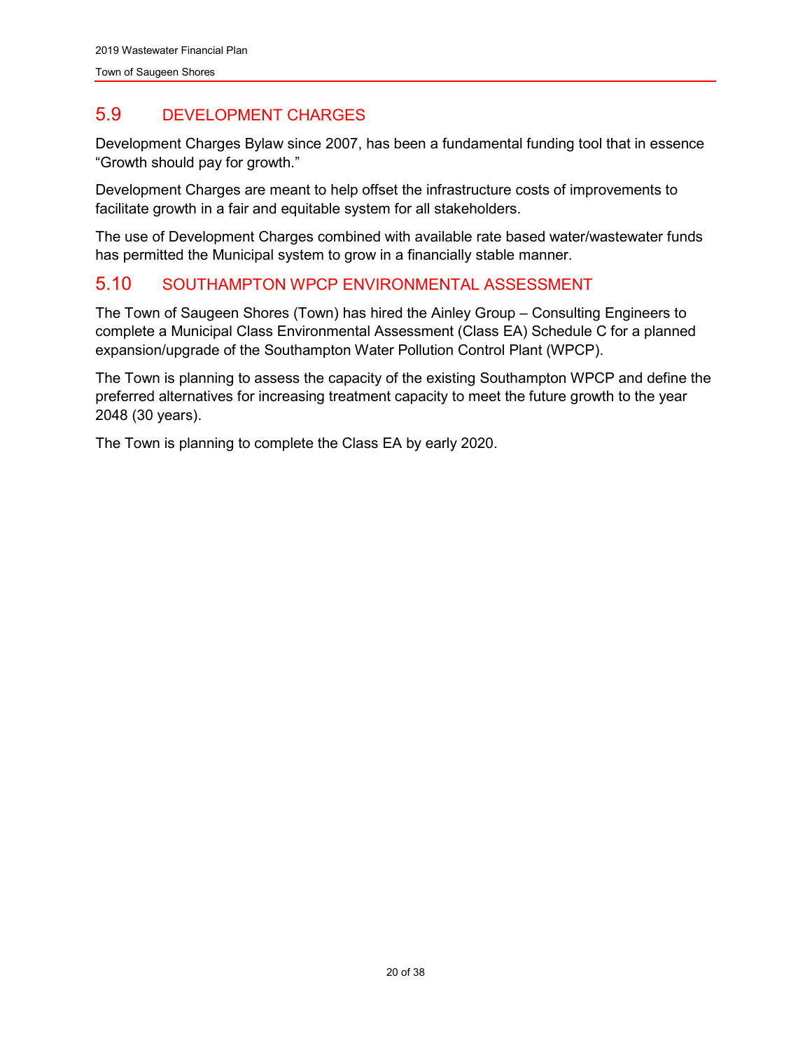## 5.9 DEVELOPMENT CHARGES

Development Charges Bylaw since 2007, has been a fundamental funding tool that in essence "Growth should pay for growth."

Development Charges are meant to help offset the infrastructure costs of improvements to facilitate growth in a fair and equitable system for all stakeholders.

The use of Development Charges combined with available rate based water/wastewater funds has permitted the Municipal system to grow in a financially stable manner.

## 5.10 SOUTHAMPTON WPCP ENVIRONMENTAL ASSESSMENT

The Town of Saugeen Shores (Town) has hired the Ainley Group – Consulting Engineers to complete a Municipal Class Environmental Assessment (Class EA) Schedule C for a planned expansion/upgrade of the Southampton Water Pollution Control Plant (WPCP).

The Town is planning to assess the capacity of the existing Southampton WPCP and define the preferred alternatives for increasing treatment capacity to meet the future growth to the year 2048 (30 years).

The Town is planning to complete the Class EA by early 2020.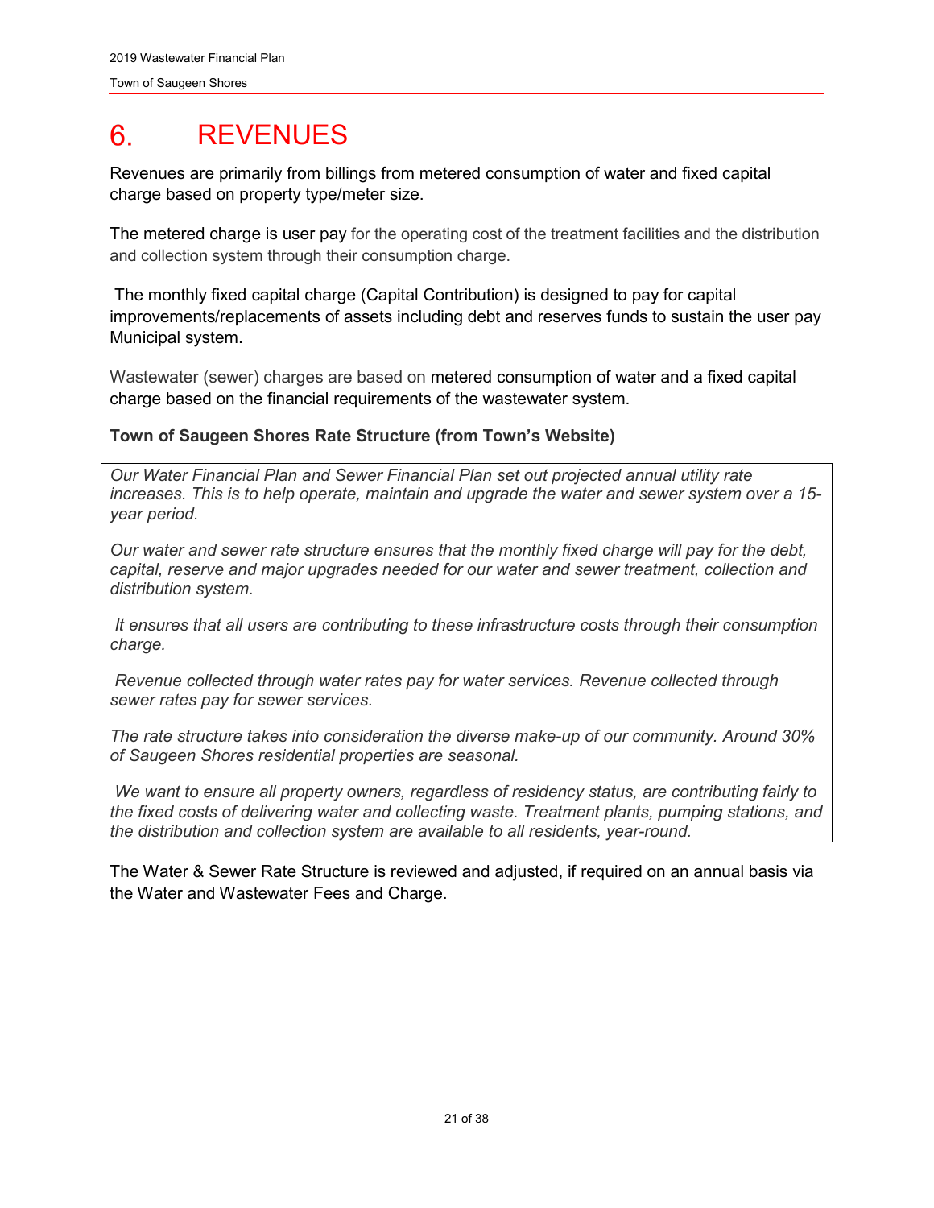# 6. REVENUES

Revenues are primarily from billings from metered consumption of water and fixed capital charge based on property type/meter size.

The metered charge is user pay for the operating cost of the treatment facilities and the distribution and collection system through their consumption charge.

The monthly fixed capital charge (Capital Contribution) is designed to pay for capital improvements/replacements of assets including debt and reserves funds to sustain the user pay Municipal system.

Wastewater (sewer) charges are based on metered consumption of water and a fixed capital charge based on the financial requirements of the wastewater system.

**Town of Saugeen Shores Rate Structure (from Town's Website)**

*Our Water Financial Plan and Sewer Financial Plan set out projected annual utility rate increases. This is to help operate, maintain and upgrade the water and sewer system over a 15-year period.*

*Our water and sewer rate structure ensures that the monthly fixed charge will pay for the debt, capital, reserve and major upgrades needed for our water and sewer treatment, collection and distribution system.*

*It ensures that all users are contributing to these infrastructure costs through their consumption charge.*

*Revenue collected through water rates pay for water services. Revenue collected through sewer rates pay for sewer services.*

*The rate structure takes into consideration the diverse make-up of our community. Around 30% of Saugeen Shores residential properties are seasonal.*

*We want to ensure all property owners, regardless of residency status, are contributing fairly to the fixed costs of delivering water and collecting waste. Treatment plants, pumping stations, and the distribution and collection system are available to all residents, year-round.*

The Water & Sewer Rate Structure is reviewed and adjusted, if required on an annual basis via the Water and Wastewater Fees and Charge.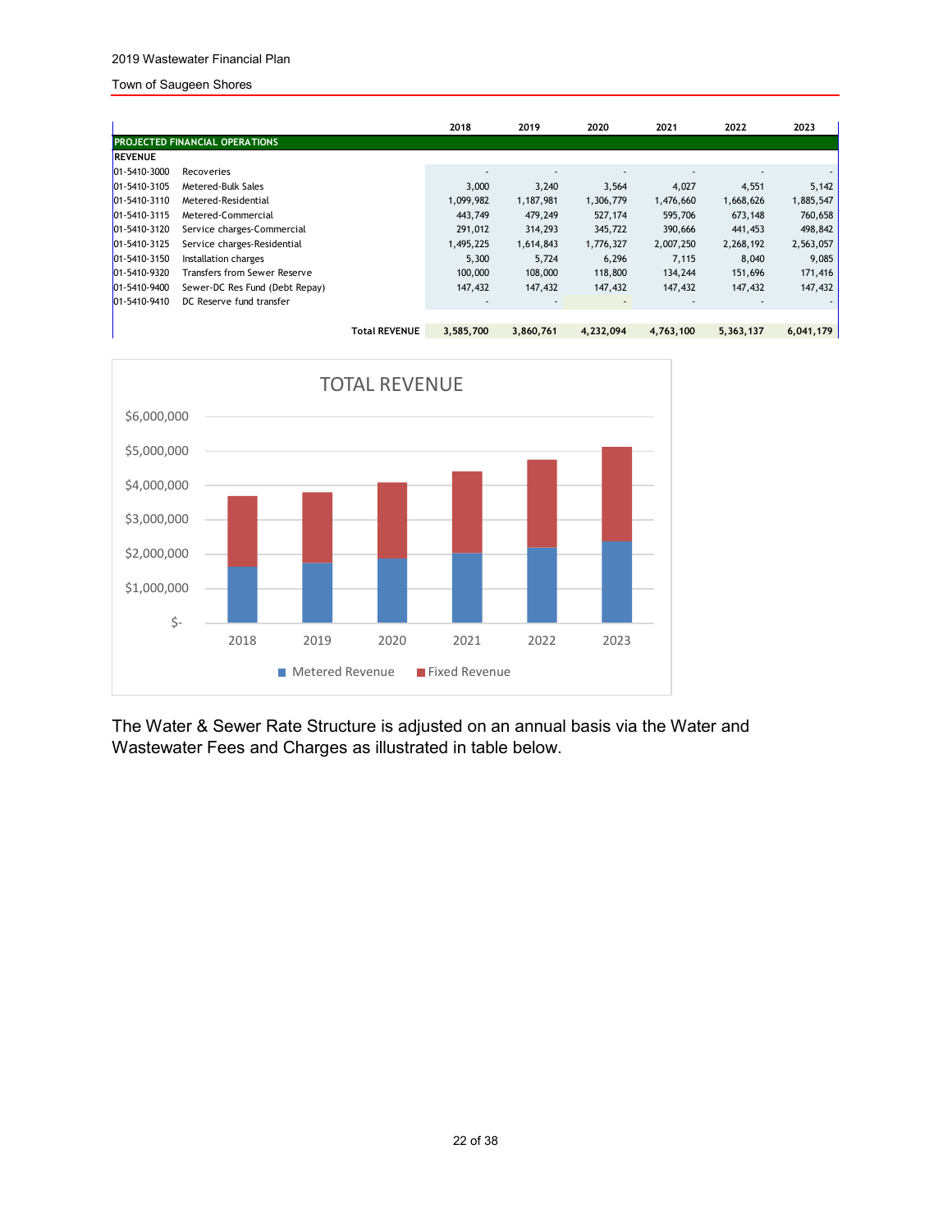| | | 2018 | 2019 | 2020 | 2021 | 2022 | 2023 |
|---|---|---|---|---|---|---|---|
| **PROJECTED FINANCIAL OPERATIONS** | | | | | | | |
| **REVENUE** | | | | | | | |
| 01-5410-3000 | Recoveries | - | - | - | - | - | - |
| 01-5410-3105 | Metered-Bulk Sales | 3,000 | 3,240 | 3,564 | 4,027 | 4,551 | 5,142 |
| 01-5410-3110 | Metered-Residential | 1,099,982 | 1,187,981 | 1,306,779 | 1,476,660 | 1,668,626 | 1,885,547 |
| 01-5410-3115 | Metered-Commercial | 443,749 | 479,249 | 527,174 | 595,706 | 673,148 | 760,658 |
| 01-5410-3120 | Service charges-Commercial | 291,012 | 314,293 | 345,722 | 390,666 | 441,453 | 498,842 |
| 01-5410-3125 | Service charges-Residential | 1,495,225 | 1,614,843 | 1,776,327 | 2,007,250 | 2,268,192 | 2,563,057 |
| 01-5410-3150 | Installation charges | 5,300 | 5,724 | 6,296 | 7,115 | 8,040 | 9,085 |
| 01-5410-9320 | Transfers from Sewer Reserve | 100,000 | 108,000 | 118,800 | 134,244 | 151,696 | 171,416 |
| 01-5410-9400 | Sewer-DC Res Fund (Debt Repay) | 147,432 | 147,432 | 147,432 | 147,432 | 147,432 | 147,432 |
| 01-5410-9410 | DC Reserve fund transfer | - | - | - | - | - | - |
| | **Total REVENUE** | **3,585,700** | **3,860,761** | **4,232,094** | **4,763,100** | **5,363,137** | **6,041,179** |

TOTAL REVENUE

The Water & Sewer Rate Structure is adjusted on an annual basis via the Water and Wastewater Fees and Charges as illustrated in table below.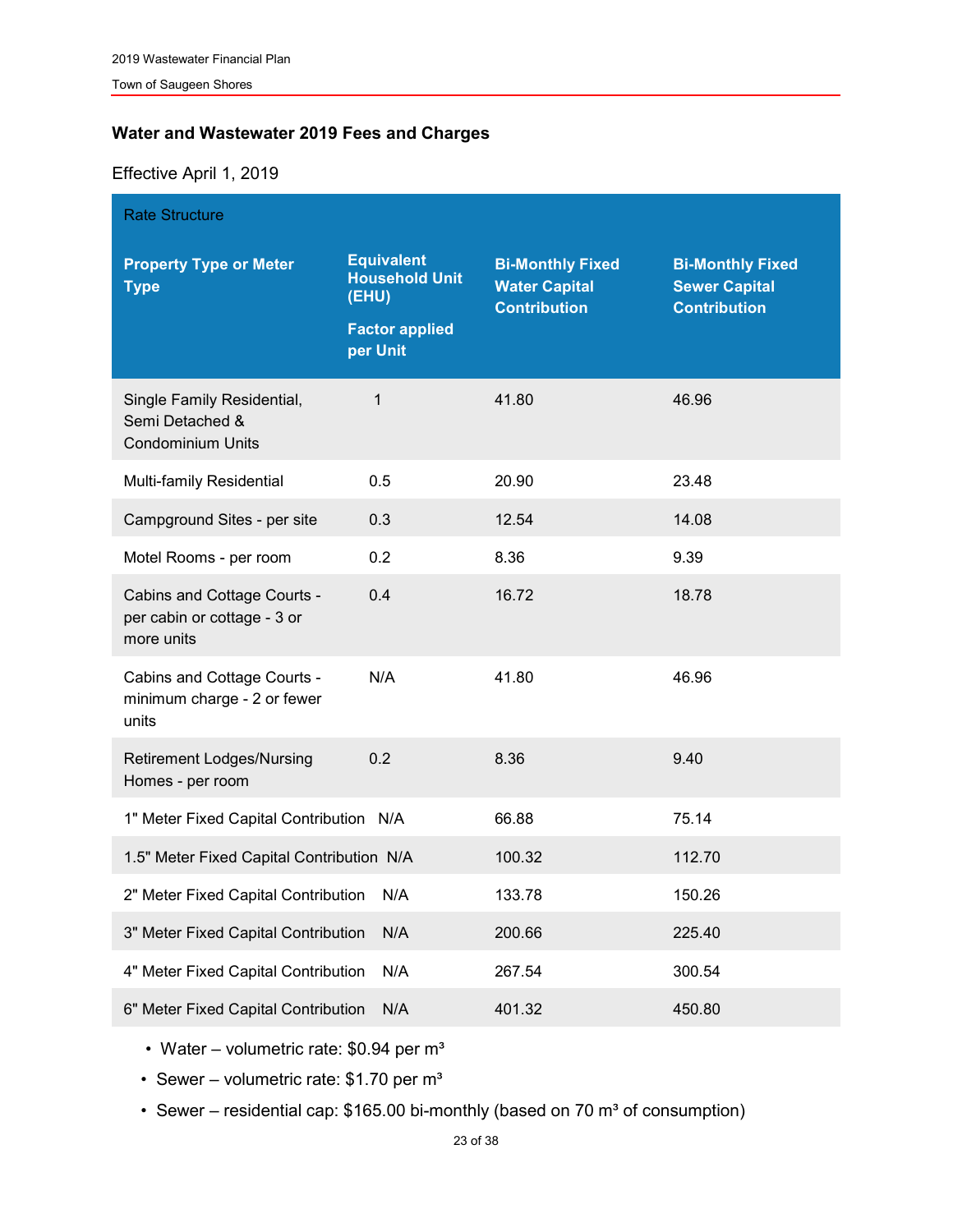### Water and Wastewater 2019 Fees and Charges

Effective April 1, 2019

| Rate Structure | | | |
|---|---|---|---|
| **Property Type or Meter Type** | **Equivalent Household Unit (EHU) Factor applied per Unit** | **Bi-Monthly Fixed Water Capital Contribution** | **Bi-Monthly Fixed Sewer Capital Contribution** |
| Single Family Residential, Semi Detached & Condominium Units | 1 | 41.80 | 46.96 |
| Multi-family Residential | 0.5 | 20.90 | 23.48 |
| Campground Sites - per site | 0.3 | 12.54 | 14.08 |
| Motel Rooms - per room | 0.2 | 8.36 | 9.39 |
| Cabins and Cottage Courts - per cabin or cottage - 3 or more units | 0.4 | 16.72 | 18.78 |
| Cabins and Cottage Courts - minimum charge - 2 or fewer units | N/A | 41.80 | 46.96 |
| Retirement Lodges/Nursing Homes - per room | 0.2 | 8.36 | 9.40 |
| 1" Meter Fixed Capital Contribution | N/A | 66.88 | 75.14 |
| 1.5" Meter Fixed Capital Contribution | N/A | 100.32 | 112.70 |
| 2" Meter Fixed Capital Contribution | N/A | 133.78 | 150.26 |
| 3" Meter Fixed Capital Contribution | N/A | 200.66 | 225.40 |
| 4" Meter Fixed Capital Contribution | N/A | 267.54 | 300.54 |
| 6" Meter Fixed Capital Contribution | N/A | 401.32 | 450.80 |

- Water – volumetric rate: $0.94 per m³
- Sewer – volumetric rate: $1.70 per m³
- Sewer – residential cap: $165.00 bi-monthly (based on 70 m³ of consumption)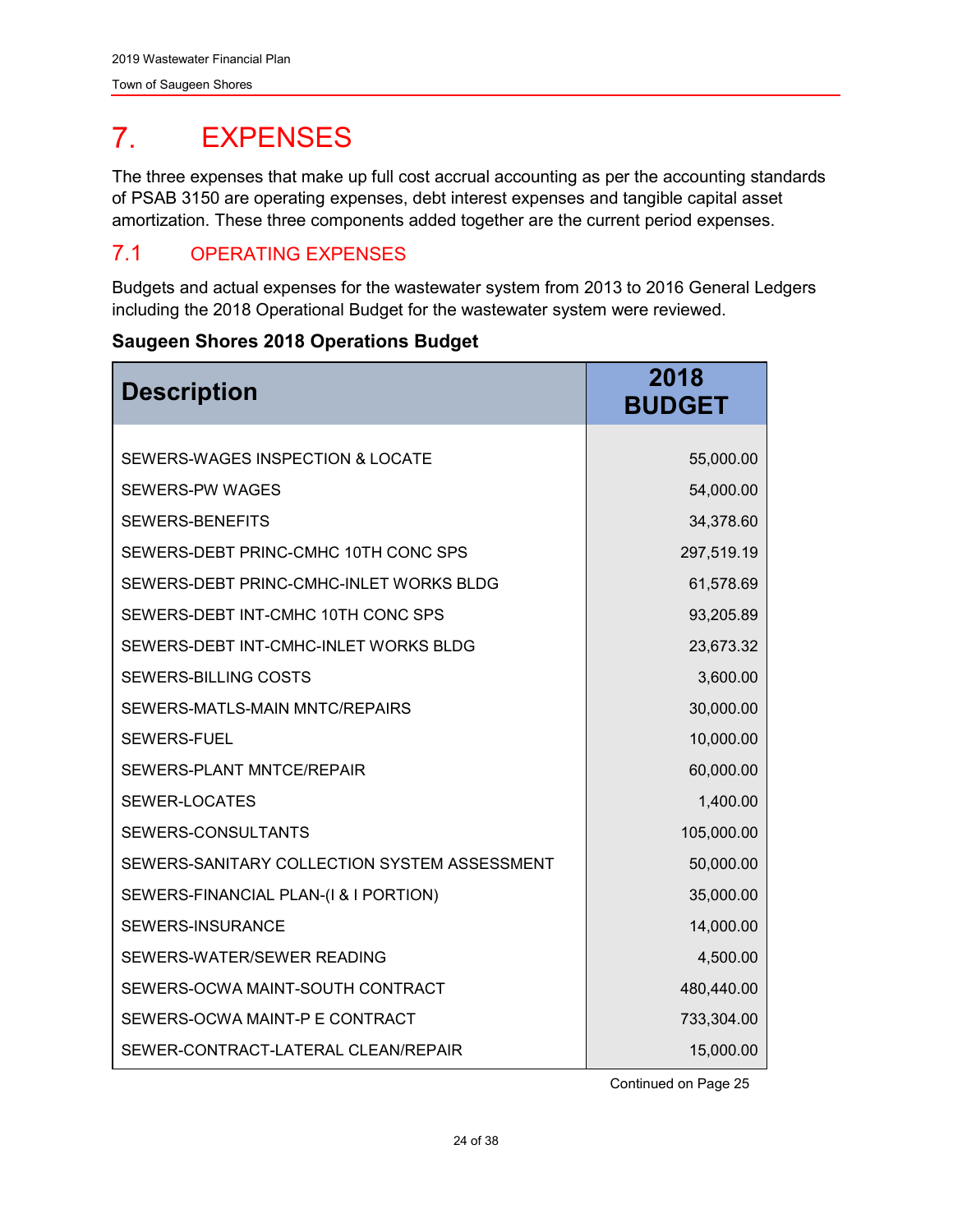# 7. EXPENSES

The three expenses that make up full cost accrual accounting as per the accounting standards of PSAB 3150 are operating expenses, debt interest expenses and tangible capital asset amortization. These three components added together are the current period expenses.

## 7.1 OPERATING EXPENSES

Budgets and actual expenses for the wastewater system from 2013 to 2016 General Ledgers including the 2018 Operational Budget for the wastewater system were reviewed.

**Saugeen Shores 2018 Operations Budget**

| Description | 2018 BUDGET |
|---|---:|
| SEWERS-WAGES INSPECTION & LOCATE | 55,000.00 |
| SEWERS-PW WAGES | 54,000.00 |
| SEWERS-BENEFITS | 34,378.60 |
| SEWERS-DEBT PRINC-CMHC 10TH CONC SPS | 297,519.19 |
| SEWERS-DEBT PRINC-CMHC-INLET WORKS BLDG | 61,578.69 |
| SEWERS-DEBT INT-CMHC 10TH CONC SPS | 93,205.89 |
| SEWERS-DEBT INT-CMHC-INLET WORKS BLDG | 23,673.32 |
| SEWERS-BILLING COSTS | 3,600.00 |
| SEWERS-MATLS-MAIN MNTC/REPAIRS | 30,000.00 |
| SEWERS-FUEL | 10,000.00 |
| SEWERS-PLANT MNTCE/REPAIR | 60,000.00 |
| SEWER-LOCATES | 1,400.00 |
| SEWERS-CONSULTANTS | 105,000.00 |
| SEWERS-SANITARY COLLECTION SYSTEM ASSESSMENT | 50,000.00 |
| SEWERS-FINANCIAL PLAN-(I & I PORTION) | 35,000.00 |
| SEWERS-INSURANCE | 14,000.00 |
| SEWERS-WATER/SEWER READING | 4,500.00 |
| SEWERS-OCWA MAINT-SOUTH CONTRACT | 480,440.00 |
| SEWERS-OCWA MAINT-P E CONTRACT | 733,304.00 |
| SEWER-CONTRACT-LATERAL CLEAN/REPAIR | 15,000.00 |

Continued on Page 25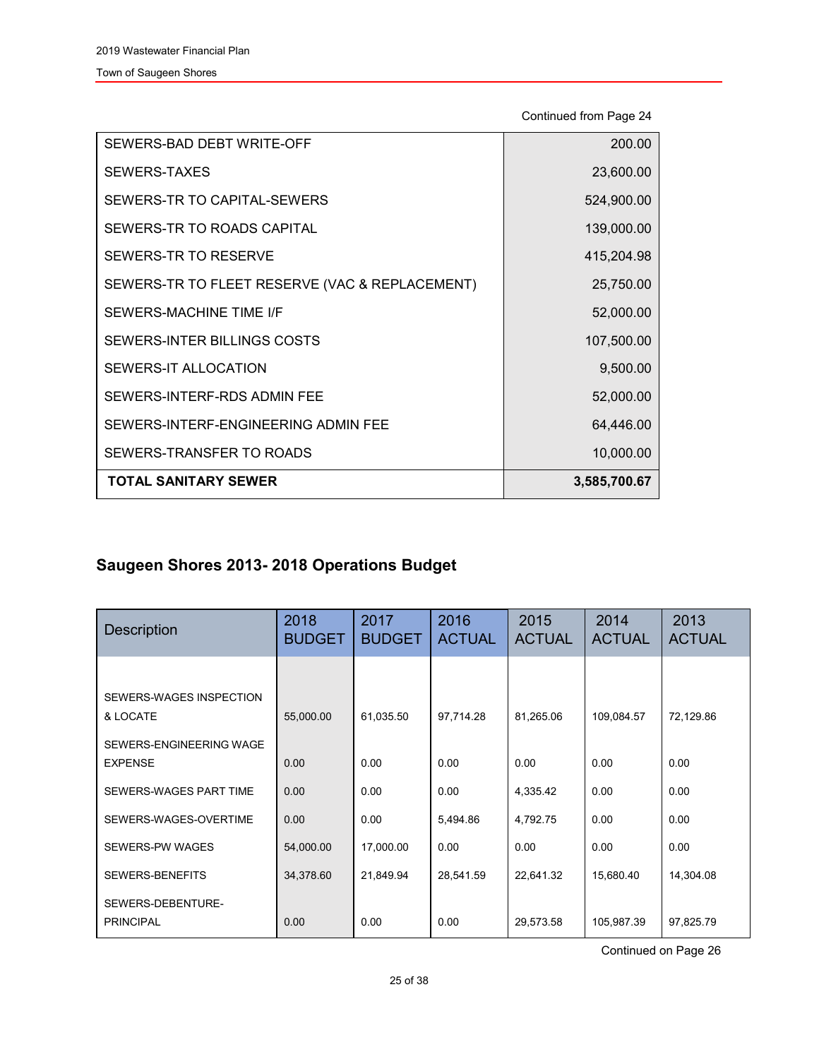Continued from Page 24

| | |
|---|---|
| SEWERS-BAD DEBT WRITE-OFF | 200.00 |
| SEWERS-TAXES | 23,600.00 |
| SEWERS-TR TO CAPITAL-SEWERS | 524,900.00 |
| SEWERS-TR TO ROADS CAPITAL | 139,000.00 |
| SEWERS-TR TO RESERVE | 415,204.98 |
| SEWERS-TR TO FLEET RESERVE (VAC & REPLACEMENT) | 25,750.00 |
| SEWERS-MACHINE TIME I/F | 52,000.00 |
| SEWERS-INTER BILLINGS COSTS | 107,500.00 |
| SEWERS-IT ALLOCATION | 9,500.00 |
| SEWERS-INTERF-RDS ADMIN FEE | 52,000.00 |
| SEWERS-INTERF-ENGINEERING ADMIN FEE | 64,446.00 |
| SEWERS-TRANSFER TO ROADS | 10,000.00 |
| **TOTAL SANITARY SEWER** | **3,585,700.67** |

## Saugeen Shores 2013- 2018 Operations Budget

| Description | 2018 BUDGET | 2017 BUDGET | 2016 ACTUAL | 2015 ACTUAL | 2014 ACTUAL | 2013 ACTUAL |
|---|---|---|---|---|---|---|
| SEWERS-WAGES INSPECTION & LOCATE | 55,000.00 | 61,035.50 | 97,714.28 | 81,265.06 | 109,084.57 | 72,129.86 |
| SEWERS-ENGINEERING WAGE EXPENSE | 0.00 | 0.00 | 0.00 | 0.00 | 0.00 | 0.00 |
| SEWERS-WAGES PART TIME | 0.00 | 0.00 | 0.00 | 4,335.42 | 0.00 | 0.00 |
| SEWERS-WAGES-OVERTIME | 0.00 | 0.00 | 5,494.86 | 4,792.75 | 0.00 | 0.00 |
| SEWERS-PW WAGES | 54,000.00 | 17,000.00 | 0.00 | 0.00 | 0.00 | 0.00 |
| SEWERS-BENEFITS | 34,378.60 | 21,849.94 | 28,541.59 | 22,641.32 | 15,680.40 | 14,304.08 |
| SEWERS-DEBENTURE-PRINCIPAL | 0.00 | 0.00 | 0.00 | 29,573.58 | 105,987.39 | 97,825.79 |

Continued on Page 26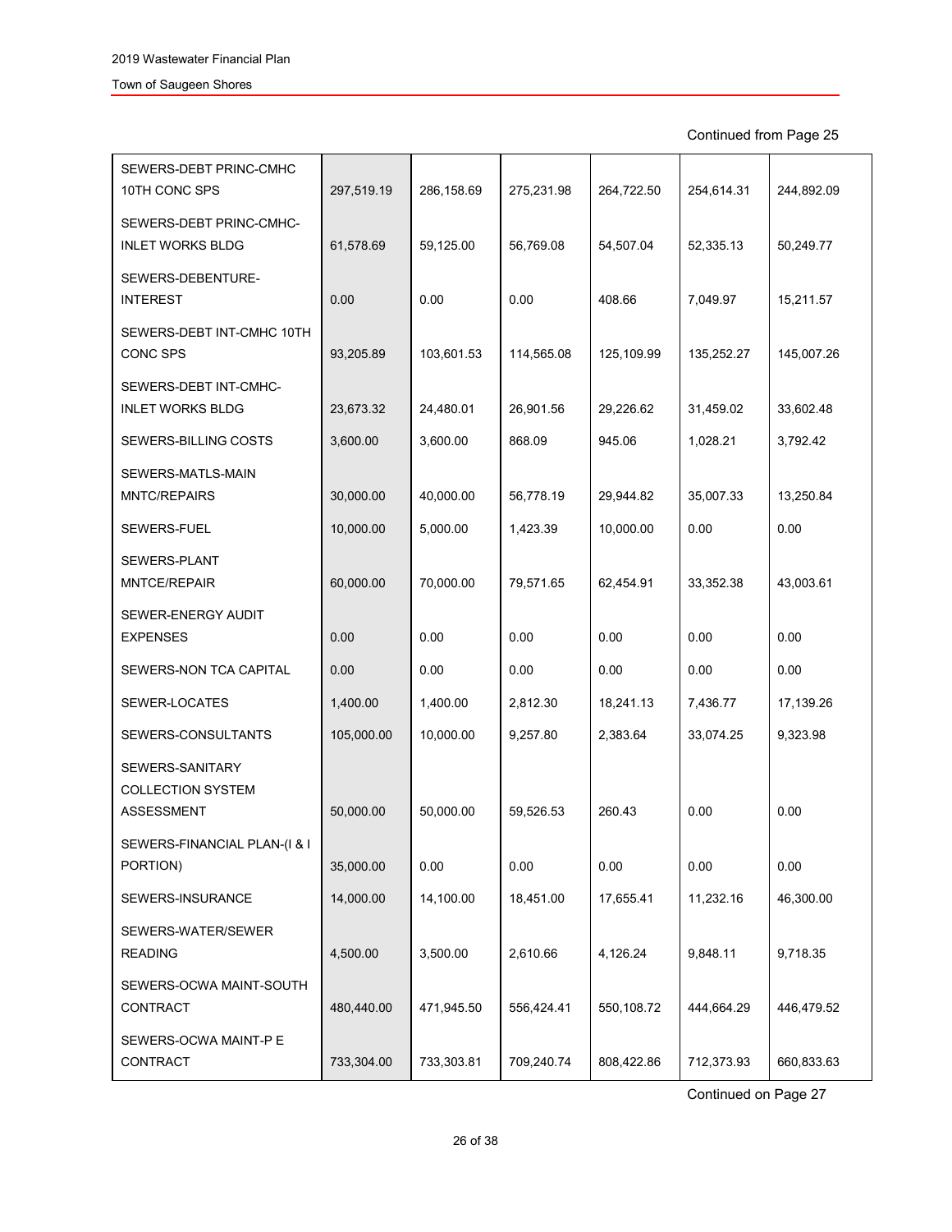Continued from Page 25

| | | | | | | |
|---|---|---|---|---|---|---|
| SEWERS-DEBT PRINC-CMHC 10TH CONC SPS | 297,519.19 | 286,158.69 | 275,231.98 | 264,722.50 | 254,614.31 | 244,892.09 |
| SEWERS-DEBT PRINC-CMHC-INLET WORKS BLDG | 61,578.69 | 59,125.00 | 56,769.08 | 54,507.04 | 52,335.13 | 50,249.77 |
| SEWERS-DEBENTURE-INTEREST | 0.00 | 0.00 | 0.00 | 408.66 | 7,049.97 | 15,211.57 |
| SEWERS-DEBT INT-CMHC 10TH CONC SPS | 93,205.89 | 103,601.53 | 114,565.08 | 125,109.99 | 135,252.27 | 145,007.26 |
| SEWERS-DEBT INT-CMHC-INLET WORKS BLDG | 23,673.32 | 24,480.01 | 26,901.56 | 29,226.62 | 31,459.02 | 33,602.48 |
| SEWERS-BILLING COSTS | 3,600.00 | 3,600.00 | 868.09 | 945.06 | 1,028.21 | 3,792.42 |
| SEWERS-MATLS-MAIN MNTC/REPAIRS | 30,000.00 | 40,000.00 | 56,778.19 | 29,944.82 | 35,007.33 | 13,250.84 |
| SEWERS-FUEL | 10,000.00 | 5,000.00 | 1,423.39 | 10,000.00 | 0.00 | 0.00 |
| SEWERS-PLANT MNTCE/REPAIR | 60,000.00 | 70,000.00 | 79,571.65 | 62,454.91 | 33,352.38 | 43,003.61 |
| SEWER-ENERGY AUDIT EXPENSES | 0.00 | 0.00 | 0.00 | 0.00 | 0.00 | 0.00 |
| SEWERS-NON TCA CAPITAL | 0.00 | 0.00 | 0.00 | 0.00 | 0.00 | 0.00 |
| SEWER-LOCATES | 1,400.00 | 1,400.00 | 2,812.30 | 18,241.13 | 7,436.77 | 17,139.26 |
| SEWERS-CONSULTANTS | 105,000.00 | 10,000.00 | 9,257.80 | 2,383.64 | 33,074.25 | 9,323.98 |
| SEWERS-SANITARY COLLECTION SYSTEM ASSESSMENT | 50,000.00 | 50,000.00 | 59,526.53 | 260.43 | 0.00 | 0.00 |
| SEWERS-FINANCIAL PLAN-(I & I PORTION) | 35,000.00 | 0.00 | 0.00 | 0.00 | 0.00 | 0.00 |
| SEWERS-INSURANCE | 14,000.00 | 14,100.00 | 18,451.00 | 17,655.41 | 11,232.16 | 46,300.00 |
| SEWERS-WATER/SEWER READING | 4,500.00 | 3,500.00 | 2,610.66 | 4,126.24 | 9,848.11 | 9,718.35 |
| SEWERS-OCWA MAINT-SOUTH CONTRACT | 480,440.00 | 471,945.50 | 556,424.41 | 550,108.72 | 444,664.29 | 446,479.52 |
| SEWERS-OCWA MAINT-P E CONTRACT | 733,304.00 | 733,303.81 | 709,240.74 | 808,422.86 | 712,373.93 | 660,833.63 |

Continued on Page 27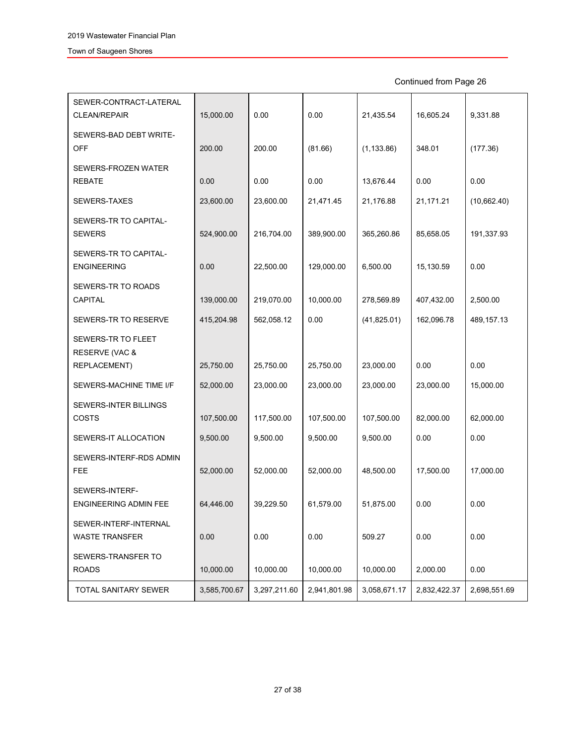Continued from Page 26

| | | | | | | |
|---|---|---|---|---|---|---|
| SEWER-CONTRACT-LATERAL CLEAN/REPAIR | 15,000.00 | 0.00 | 0.00 | 21,435.54 | 16,605.24 | 9,331.88 |
| SEWERS-BAD DEBT WRITE-OFF | 200.00 | 200.00 | (81.66) | (1,133.86) | 348.01 | (177.36) |
| SEWERS-FROZEN WATER REBATE | 0.00 | 0.00 | 0.00 | 13,676.44 | 0.00 | 0.00 |
| SEWERS-TAXES | 23,600.00 | 23,600.00 | 21,471.45 | 21,176.88 | 21,171.21 | (10,662.40) |
| SEWERS-TR TO CAPITAL-SEWERS | 524,900.00 | 216,704.00 | 389,900.00 | 365,260.86 | 85,658.05 | 191,337.93 |
| SEWERS-TR TO CAPITAL-ENGINEERING | 0.00 | 22,500.00 | 129,000.00 | 6,500.00 | 15,130.59 | 0.00 |
| SEWERS-TR TO ROADS CAPITAL | 139,000.00 | 219,070.00 | 10,000.00 | 278,569.89 | 407,432.00 | 2,500.00 |
| SEWERS-TR TO RESERVE | 415,204.98 | 562,058.12 | 0.00 | (41,825.01) | 162,096.78 | 489,157.13 |
| SEWERS-TR TO FLEET RESERVE (VAC & REPLACEMENT) | 25,750.00 | 25,750.00 | 25,750.00 | 23,000.00 | 0.00 | 0.00 |
| SEWERS-MACHINE TIME I/F | 52,000.00 | 23,000.00 | 23,000.00 | 23,000.00 | 23,000.00 | 15,000.00 |
| SEWERS-INTER BILLINGS COSTS | 107,500.00 | 117,500.00 | 107,500.00 | 107,500.00 | 82,000.00 | 62,000.00 |
| SEWERS-IT ALLOCATION | 9,500.00 | 9,500.00 | 9,500.00 | 9,500.00 | 0.00 | 0.00 |
| SEWERS-INTERF-RDS ADMIN FEE | 52,000.00 | 52,000.00 | 52,000.00 | 48,500.00 | 17,500.00 | 17,000.00 |
| SEWERS-INTERF-ENGINEERING ADMIN FEE | 64,446.00 | 39,229.50 | 61,579.00 | 51,875.00 | 0.00 | 0.00 |
| SEWER-INTERF-INTERNAL WASTE TRANSFER | 0.00 | 0.00 | 0.00 | 509.27 | 0.00 | 0.00 |
| SEWERS-TRANSFER TO ROADS | 10,000.00 | 10,000.00 | 10,000.00 | 10,000.00 | 2,000.00 | 0.00 |
| TOTAL SANITARY SEWER | 3,585,700.67 | 3,297,211.60 | 2,941,801.98 | 3,058,671.17 | 2,832,422.37 | 2,698,551.69 |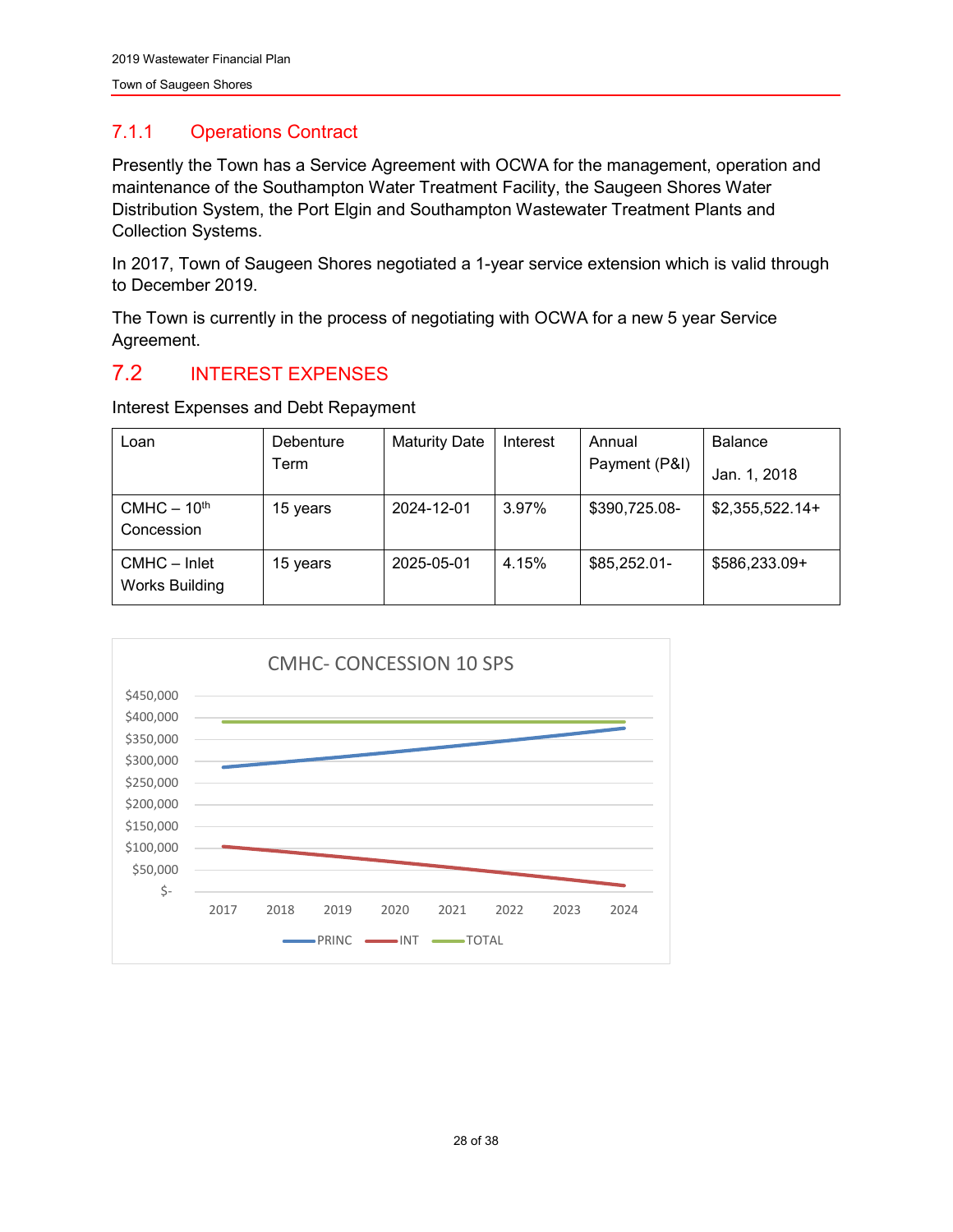### 7.1.1 Operations Contract

Presently the Town has a Service Agreement with OCWA for the management, operation and maintenance of the Southampton Water Treatment Facility, the Saugeen Shores Water Distribution System, the Port Elgin and Southampton Wastewater Treatment Plants and Collection Systems.

In 2017, Town of Saugeen Shores negotiated a 1-year service extension which is valid through to December 2019.

The Town is currently in the process of negotiating with OCWA for a new 5 year Service Agreement.

## 7.2 INTEREST EXPENSES

Interest Expenses and Debt Repayment

| Loan | Debenture Term | Maturity Date | Interest | Annual Payment (P&I) | Balance Jan. 1, 2018 |
|---|---|---|---|---|---|
| CMHC – 10th Concession | 15 years | 2024-12-01 | 3.97% | $390,725.08- | $2,355,522.14+ |
| CMHC – Inlet Works Building | 15 years | 2025-05-01 | 4.15% | $85,252.01- | $586,233.09+ |

CMHC- CONCESSION 10 SPS

PRINC INT TOTAL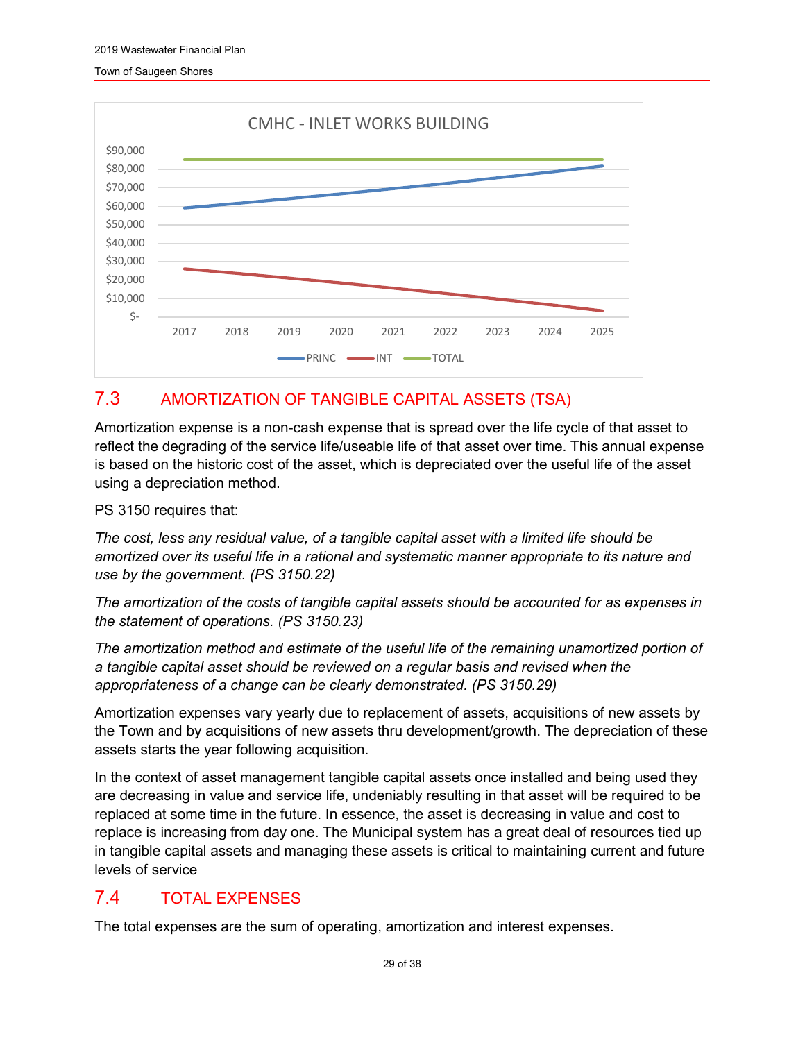CMHC - INLET WORKS BUILDING

## 7.3 AMORTIZATION OF TANGIBLE CAPITAL ASSETS (TSA)

Amortization expense is a non-cash expense that is spread over the life cycle of that asset to reflect the degrading of the service life/useable life of that asset over time. This annual expense is based on the historic cost of the asset, which is depreciated over the useful life of the asset using a depreciation method.

PS 3150 requires that:

*The cost, less any residual value, of a tangible capital asset with a limited life should be amortized over its useful life in a rational and systematic manner appropriate to its nature and use by the government. (PS 3150.22)*

*The amortization of the costs of tangible capital assets should be accounted for as expenses in the statement of operations. (PS 3150.23)*

*The amortization method and estimate of the useful life of the remaining unamortized portion of a tangible capital asset should be reviewed on a regular basis and revised when the appropriateness of a change can be clearly demonstrated. (PS 3150.29)*

Amortization expenses vary yearly due to replacement of assets, acquisitions of new assets by the Town and by acquisitions of new assets thru development/growth. The depreciation of these assets starts the year following acquisition.

In the context of asset management tangible capital assets once installed and being used they are decreasing in value and service life, undeniably resulting in that asset will be required to be replaced at some time in the future. In essence, the asset is decreasing in value and cost to replace is increasing from day one. The Municipal system has a great deal of resources tied up in tangible capital assets and managing these assets is critical to maintaining current and future levels of service

## 7.4 TOTAL EXPENSES

The total expenses are the sum of operating, amortization and interest expenses.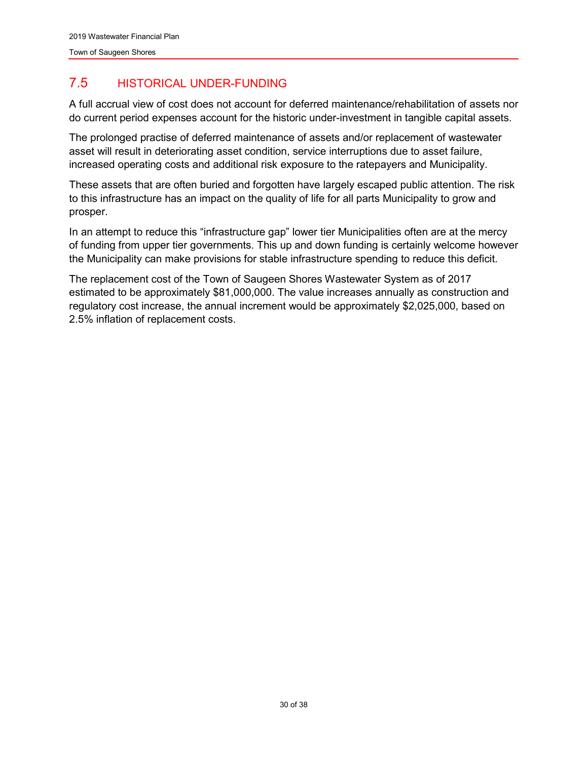## 7.5 HISTORICAL UNDER-FUNDING

A full accrual view of cost does not account for deferred maintenance/rehabilitation of assets nor do current period expenses account for the historic under-investment in tangible capital assets.

The prolonged practise of deferred maintenance of assets and/or replacement of wastewater asset will result in deteriorating asset condition, service interruptions due to asset failure, increased operating costs and additional risk exposure to the ratepayers and Municipality.

These assets that are often buried and forgotten have largely escaped public attention. The risk to this infrastructure has an impact on the quality of life for all parts Municipality to grow and prosper.

In an attempt to reduce this "infrastructure gap" lower tier Municipalities often are at the mercy of funding from upper tier governments. This up and down funding is certainly welcome however the Municipality can make provisions for stable infrastructure spending to reduce this deficit.

The replacement cost of the Town of Saugeen Shores Wastewater System as of 2017 estimated to be approximately $81,000,000. The value increases annually as construction and regulatory cost increase, the annual increment would be approximately $2,025,000, based on 2.5% inflation of replacement costs.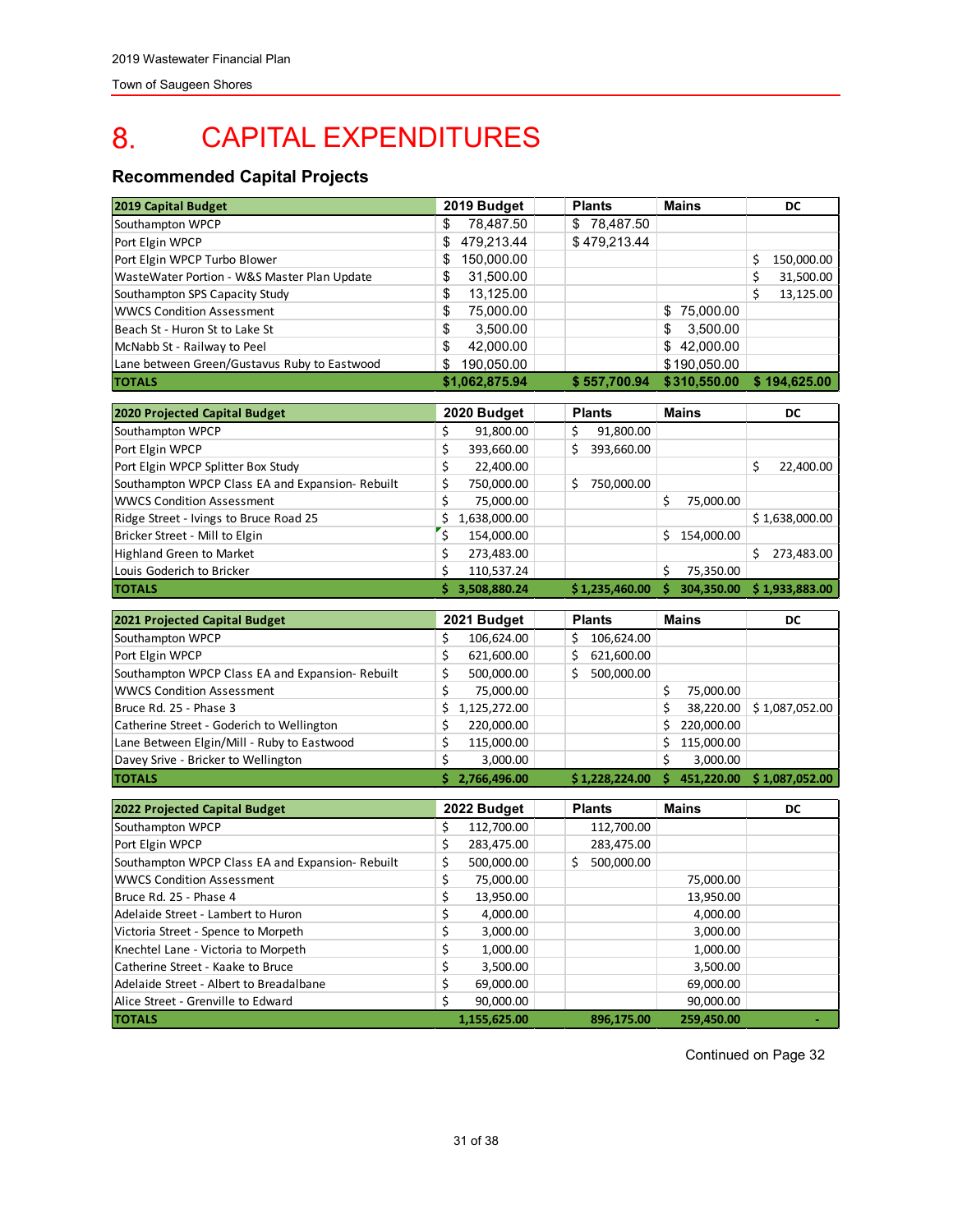# 8. CAPITAL EXPENDITURES

### Recommended Capital Projects

| 2019 Capital Budget | 2019 Budget | Plants | Mains | DC |
|---|---|---|---|---|
| Southampton WPCP | $ 78,487.50 | $ 78,487.50 | | |
| Port Elgin WPCP | $ 479,213.44 | $ 479,213.44 | | |
| Port Elgin WPCP Turbo Blower | $ 150,000.00 | | | $ 150,000.00 |
| WasteWater Portion - W&S Master Plan Update | $ 31,500.00 | | | $ 31,500.00 |
| Southampton SPS Capacity Study | $ 13,125.00 | | | $ 13,125.00 |
| WWCS Condition Assessment | $ 75,000.00 | | $ 75,000.00 | |
| Beach St - Huron St to Lake St | $ 3,500.00 | | $ 3,500.00 | |
| McNabb St - Railway to Peel | $ 42,000.00 | | $ 42,000.00 | |
| Lane between Green/Gustavus Ruby to Eastwood | $ 190,050.00 | | $ 190,050.00 | |
| **TOTALS** | **$1,062,875.94** | **$ 557,700.94** | **$ 310,550.00** | **$ 194,625.00** |

| 2020 Projected Capital Budget | 2020 Budget | Plants | Mains | DC |
|---|---|---|---|---|
| Southampton WPCP | $ 91,800.00 | $ 91,800.00 | | |
| Port Elgin WPCP | $ 393,660.00 | $ 393,660.00 | | |
| Port Elgin WPCP Splitter Box Study | $ 22,400.00 | | | $ 22,400.00 |
| Southampton WPCP Class EA and Expansion- Rebuilt | $ 750,000.00 | $ 750,000.00 | | |
| WWCS Condition Assessment | $ 75,000.00 | | $ 75,000.00 | |
| Ridge Street - Ivings to Bruce Road 25 | $ 1,638,000.00 | | | $ 1,638,000.00 |
| Bricker Street - Mill to Elgin | $ 154,000.00 | | $ 154,000.00 | |
| Highland Green to Market | $ 273,483.00 | | | $ 273,483.00 |
| Louis Goderich to Bricker | $ 110,537.24 | | $ 75,350.00 | |
| **TOTALS** | **$ 3,508,880.24** | **$ 1,235,460.00** | **$ 304,350.00** | **$ 1,933,883.00** |

| 2021 Projected Capital Budget | 2021 Budget | Plants | Mains | DC |
|---|---|---|---|---|
| Southampton WPCP | $ 106,624.00 | $ 106,624.00 | | |
| Port Elgin WPCP | $ 621,600.00 | $ 621,600.00 | | |
| Southampton WPCP Class EA and Expansion- Rebuilt | $ 500,000.00 | $ 500,000.00 | | |
| WWCS Condition Assessment | $ 75,000.00 | | $ 75,000.00 | |
| Bruce Rd. 25 - Phase 3 | $ 1,125,272.00 | | $ 38,220.00 | $ 1,087,052.00 |
| Catherine Street - Goderich to Wellington | $ 220,000.00 | | $ 220,000.00 | |
| Lane Between Elgin/Mill - Ruby to Eastwood | $ 115,000.00 | | $ 115,000.00 | |
| Davey Srive - Bricker to Wellington | $ 3,000.00 | | $ 3,000.00 | |
| **TOTALS** | **$ 2,766,496.00** | **$ 1,228,224.00** | **$ 451,220.00** | **$ 1,087,052.00** |

| 2022 Projected Capital Budget | 2022 Budget | Plants | Mains | DC |
|---|---|---|---|---|
| Southampton WPCP | $ 112,700.00 | 112,700.00 | | |
| Port Elgin WPCP | $ 283,475.00 | 283,475.00 | | |
| Southampton WPCP Class EA and Expansion- Rebuilt | $ 500,000.00 | $ 500,000.00 | | |
| WWCS Condition Assessment | $ 75,000.00 | | 75,000.00 | |
| Bruce Rd. 25 - Phase 4 | $ 13,950.00 | | 13,950.00 | |
| Adelaide Street - Lambert to Huron | $ 4,000.00 | | 4,000.00 | |
| Victoria Street - Spence to Morpeth | $ 3,000.00 | | 3,000.00 | |
| Knechtel Lane - Victoria to Morpeth | $ 1,000.00 | | 1,000.00 | |
| Catherine Street - Kaake to Bruce | $ 3,500.00 | | 3,500.00 | |
| Adelaide Street - Albert to Breadalbane | $ 69,000.00 | | 69,000.00 | |
| Alice Street - Grenville to Edward | $ 90,000.00 | | 90,000.00 | |
| **TOTALS** | **1,155,625.00** | **896,175.00** | **259,450.00** | **-** |

Continued on Page 32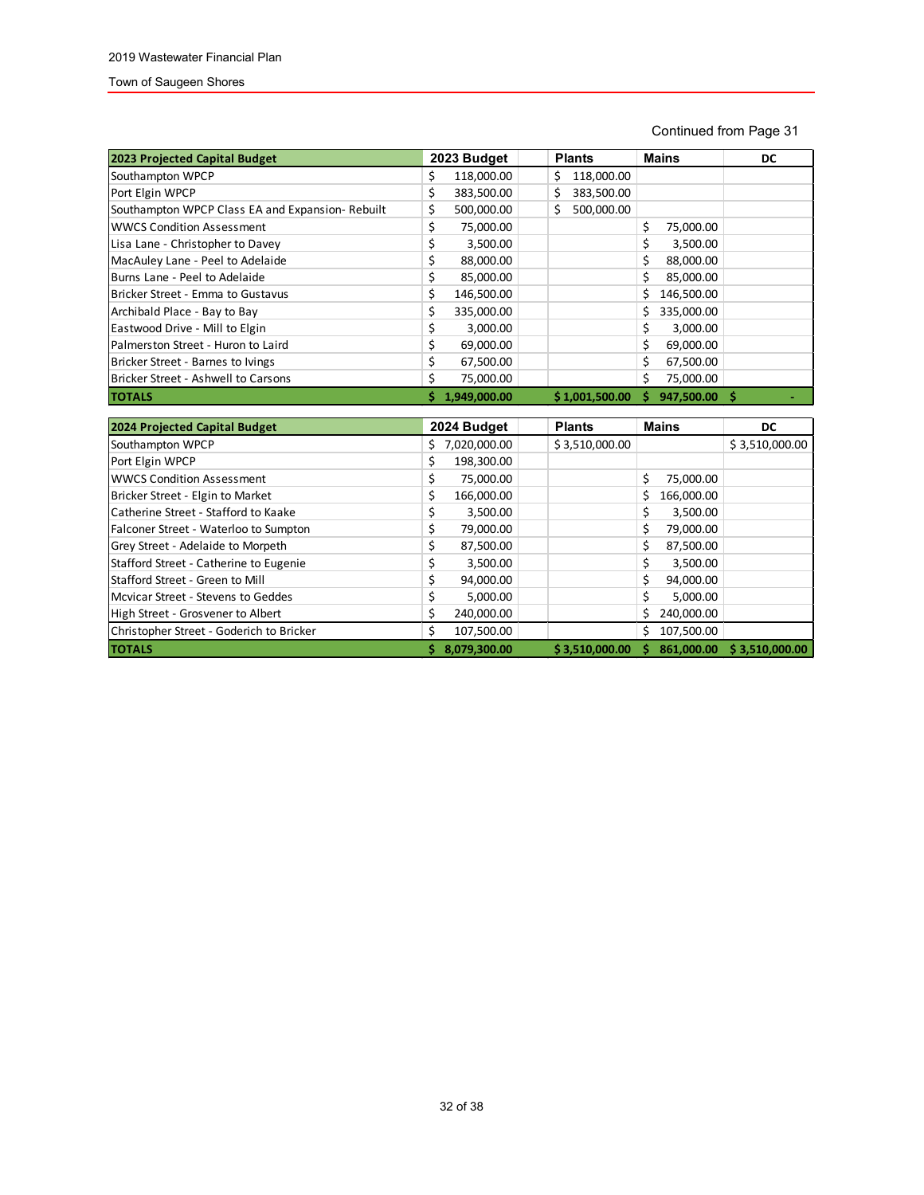Continued from Page 31

| 2023 Projected Capital Budget | 2023 Budget | Plants | Mains | DC |
|---|---|---|---|---|
| Southampton WPCP | $ 118,000.00 | $ 118,000.00 | | |
| Port Elgin WPCP | $ 383,500.00 | $ 383,500.00 | | |
| Southampton WPCP Class EA and Expansion- Rebuilt | $ 500,000.00 | $ 500,000.00 | | |
| WWCS Condition Assessment | $ 75,000.00 | | $ 75,000.00 | |
| Lisa Lane - Christopher to Davey | $ 3,500.00 | | $ 3,500.00 | |
| MacAuley Lane - Peel to Adelaide | $ 88,000.00 | | $ 88,000.00 | |
| Burns Lane - Peel to Adelaide | $ 85,000.00 | | $ 85,000.00 | |
| Bricker Street - Emma to Gustavus | $ 146,500.00 | | $ 146,500.00 | |
| Archibald Place - Bay to Bay | $ 335,000.00 | | $ 335,000.00 | |
| Eastwood Drive - Mill to Elgin | $ 3,000.00 | | $ 3,000.00 | |
| Palmerston Street - Huron to Laird | $ 69,000.00 | | $ 69,000.00 | |
| Bricker Street - Barnes to Ivings | $ 67,500.00 | | $ 67,500.00 | |
| Bricker Street - Ashwell to Carsons | $ 75,000.00 | | $ 75,000.00 | |
| **TOTALS** | **$ 1,949,000.00** | **$ 1,001,500.00** | **$ 947,500.00** | **$ -** |

| 2024 Projected Capital Budget | 2024 Budget | Plants | Mains | DC |
|---|---|---|---|---|
| Southampton WPCP | $ 7,020,000.00 | $ 3,510,000.00 | | $ 3,510,000.00 |
| Port Elgin WPCP | $ 198,300.00 | | | |
| WWCS Condition Assessment | $ 75,000.00 | | $ 75,000.00 | |
| Bricker Street - Elgin to Market | $ 166,000.00 | | $ 166,000.00 | |
| Catherine Street - Stafford to Kaake | $ 3,500.00 | | $ 3,500.00 | |
| Falconer Street - Waterloo to Sumpton | $ 79,000.00 | | $ 79,000.00 | |
| Grey Street - Adelaide to Morpeth | $ 87,500.00 | | $ 87,500.00 | |
| Stafford Street - Catherine to Eugenie | $ 3,500.00 | | $ 3,500.00 | |
| Stafford Street - Green to Mill | $ 94,000.00 | | $ 94,000.00 | |
| Mcvicar Street - Stevens to Geddes | $ 5,000.00 | | $ 5,000.00 | |
| High Street - Grosvener to Albert | $ 240,000.00 | | $ 240,000.00 | |
| Christopher Street - Goderich to Bricker | $ 107,500.00 | | $ 107,500.00 | |
| **TOTALS** | **$ 8,079,300.00** | **$ 3,510,000.00** | **$ 861,000.00** | **$ 3,510,000.00** |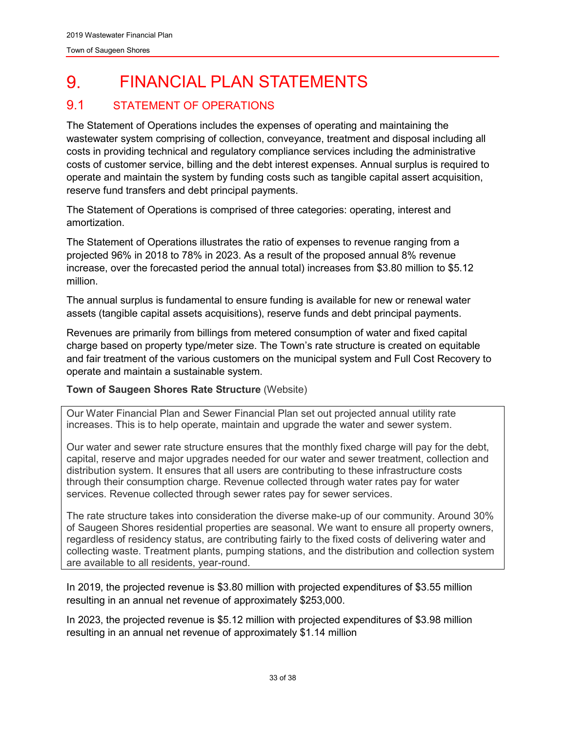# 9. FINANCIAL PLAN STATEMENTS

## 9.1 STATEMENT OF OPERATIONS

The Statement of Operations includes the expenses of operating and maintaining the wastewater system comprising of collection, conveyance, treatment and disposal including all costs in providing technical and regulatory compliance services including the administrative costs of customer service, billing and the debt interest expenses. Annual surplus is required to operate and maintain the system by funding costs such as tangible capital assert acquisition, reserve fund transfers and debt principal payments.

The Statement of Operations is comprised of three categories: operating, interest and amortization.

The Statement of Operations illustrates the ratio of expenses to revenue ranging from a projected 96% in 2018 to 78% in 2023. As a result of the proposed annual 8% revenue increase, over the forecasted period the annual total) increases from $3.80 million to $5.12 million.

The annual surplus is fundamental to ensure funding is available for new or renewal water assets (tangible capital assets acquisitions), reserve funds and debt principal payments.

Revenues are primarily from billings from metered consumption of water and fixed capital charge based on property type/meter size. The Town's rate structure is created on equitable and fair treatment of the various customers on the municipal system and Full Cost Recovery to operate and maintain a sustainable system.

**Town of Saugeen Shores Rate Structure** (Website)

> Our Water Financial Plan and Sewer Financial Plan set out projected annual utility rate increases. This is to help operate, maintain and upgrade the water and sewer system.
>
> Our water and sewer rate structure ensures that the monthly fixed charge will pay for the debt, capital, reserve and major upgrades needed for our water and sewer treatment, collection and distribution system. It ensures that all users are contributing to these infrastructure costs through their consumption charge. Revenue collected through water rates pay for water services. Revenue collected through sewer rates pay for sewer services.
>
> The rate structure takes into consideration the diverse make-up of our community. Around 30% of Saugeen Shores residential properties are seasonal. We want to ensure all property owners, regardless of residency status, are contributing fairly to the fixed costs of delivering water and collecting waste. Treatment plants, pumping stations, and the distribution and collection system are available to all residents, year-round.

In 2019, the projected revenue is $3.80 million with projected expenditures of $3.55 million resulting in an annual net revenue of approximately $253,000.

In 2023, the projected revenue is $5.12 million with projected expenditures of $3.98 million resulting in an annual net revenue of approximately $1.14 million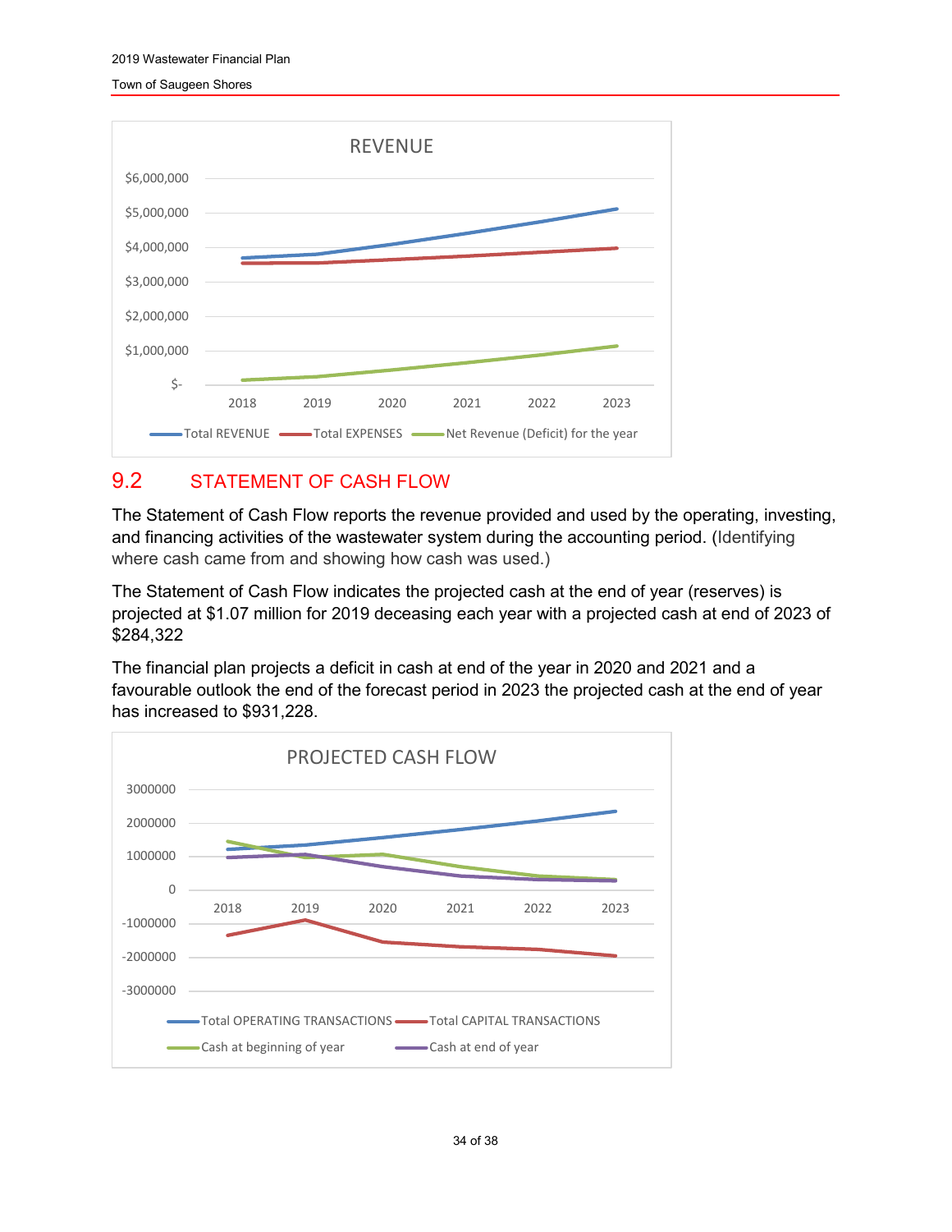## 9.2 STATEMENT OF CASH FLOW

The Statement of Cash Flow reports the revenue provided and used by the operating, investing, and financing activities of the wastewater system during the accounting period. (Identifying where cash came from and showing how cash was used.)

The Statement of Cash Flow indicates the projected cash at the end of year (reserves) is projected at $1.07 million for 2019 deceasing each year with a projected cash at end of 2023 of $284,322

The financial plan projects a deficit in cash at end of the year in 2020 and 2021 and a favourable outlook the end of the forecast period in 2023 the projected cash at the end of year has increased to $931,228.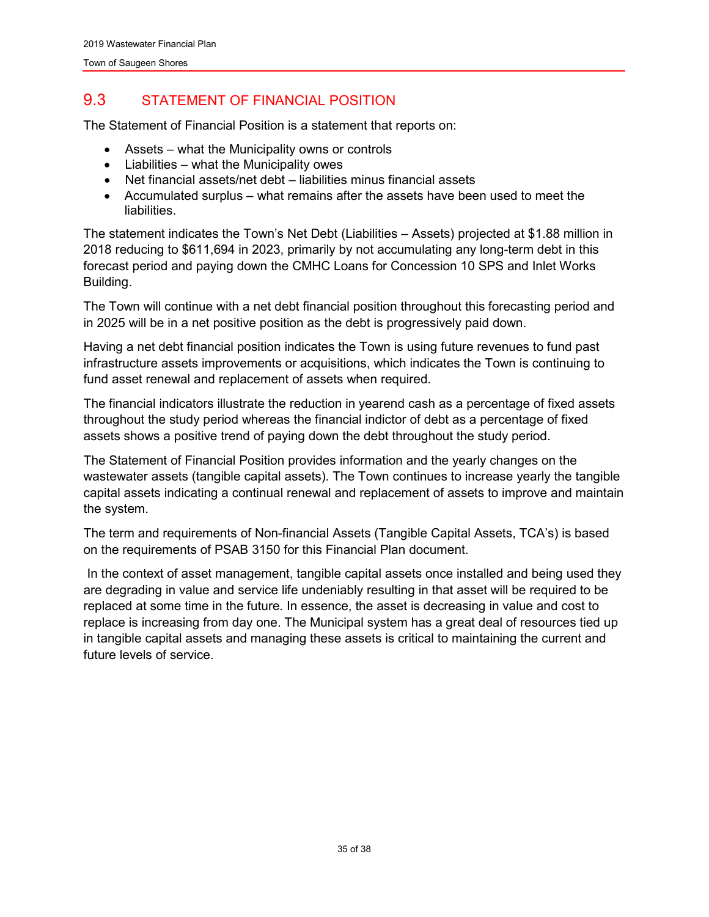## 9.3 STATEMENT OF FINANCIAL POSITION

The Statement of Financial Position is a statement that reports on:

- Assets – what the Municipality owns or controls
- Liabilities – what the Municipality owes
- Net financial assets/net debt – liabilities minus financial assets
- Accumulated surplus – what remains after the assets have been used to meet the liabilities.

The statement indicates the Town's Net Debt (Liabilities – Assets) projected at $1.88 million in 2018 reducing to $611,694 in 2023, primarily by not accumulating any long-term debt in this forecast period and paying down the CMHC Loans for Concession 10 SPS and Inlet Works Building.

The Town will continue with a net debt financial position throughout this forecasting period and in 2025 will be in a net positive position as the debt is progressively paid down.

Having a net debt financial position indicates the Town is using future revenues to fund past infrastructure assets improvements or acquisitions, which indicates the Town is continuing to fund asset renewal and replacement of assets when required.

The financial indicators illustrate the reduction in yearend cash as a percentage of fixed assets throughout the study period whereas the financial indictor of debt as a percentage of fixed assets shows a positive trend of paying down the debt throughout the study period.

The Statement of Financial Position provides information and the yearly changes on the wastewater assets (tangible capital assets). The Town continues to increase yearly the tangible capital assets indicating a continual renewal and replacement of assets to improve and maintain the system.

The term and requirements of Non-financial Assets (Tangible Capital Assets, TCA's) is based on the requirements of PSAB 3150 for this Financial Plan document.

In the context of asset management, tangible capital assets once installed and being used they are degrading in value and service life undeniably resulting in that asset will be required to be replaced at some time in the future. In essence, the asset is decreasing in value and cost to replace is increasing from day one. The Municipal system has a great deal of resources tied up in tangible capital assets and managing these assets is critical to maintaining the current and future levels of service.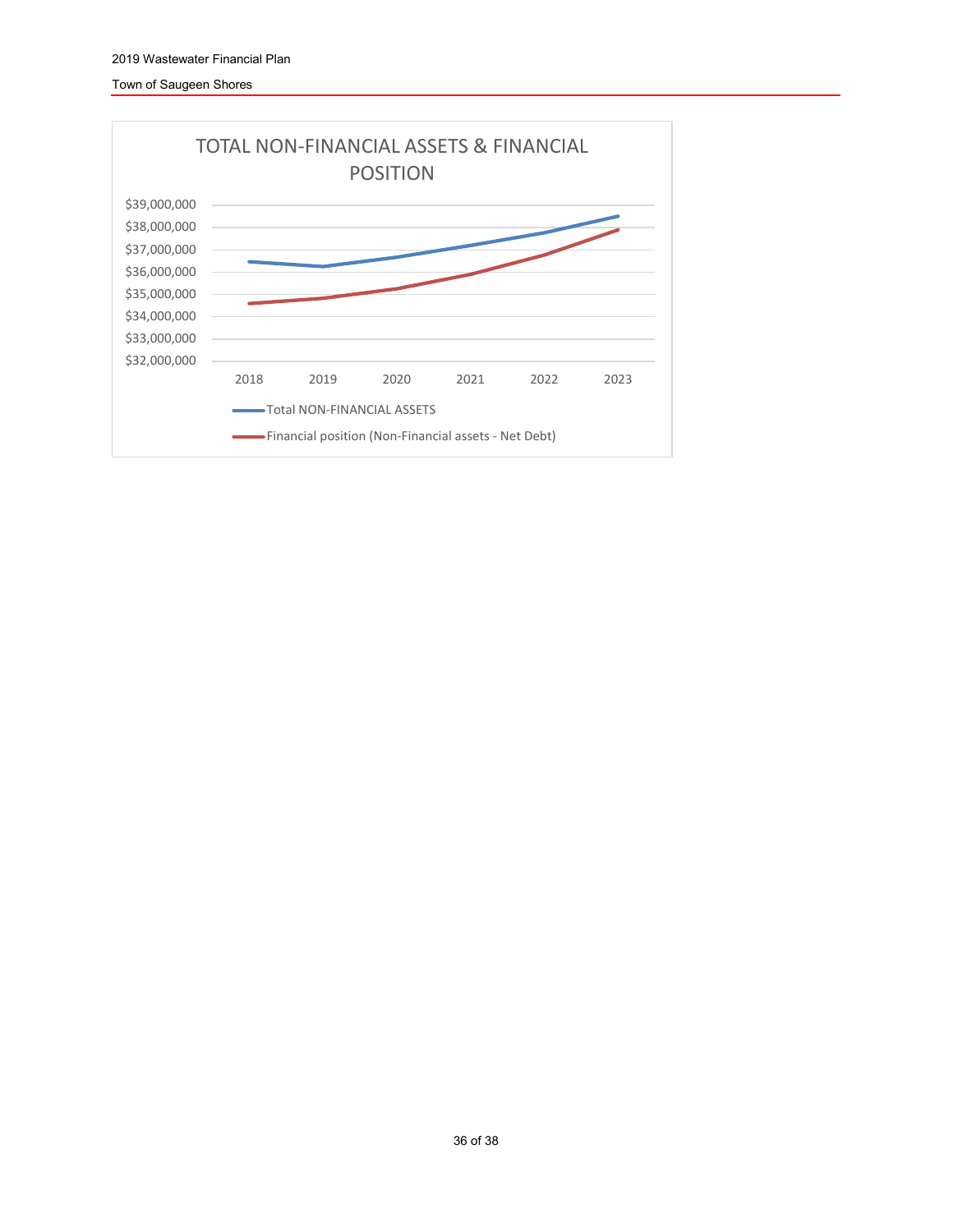TOTAL NON-FINANCIAL ASSETS & FINANCIAL POSITION

$39,000,000
$38,000,000
$37,000,000
$36,000,000
$35,000,000
$34,000,000
$33,000,000
$32,000,000

2018 2019 2020 2021 2022 2023

Total NON-FINANCIAL ASSETS

Financial position (Non-Financial assets - Net Debt)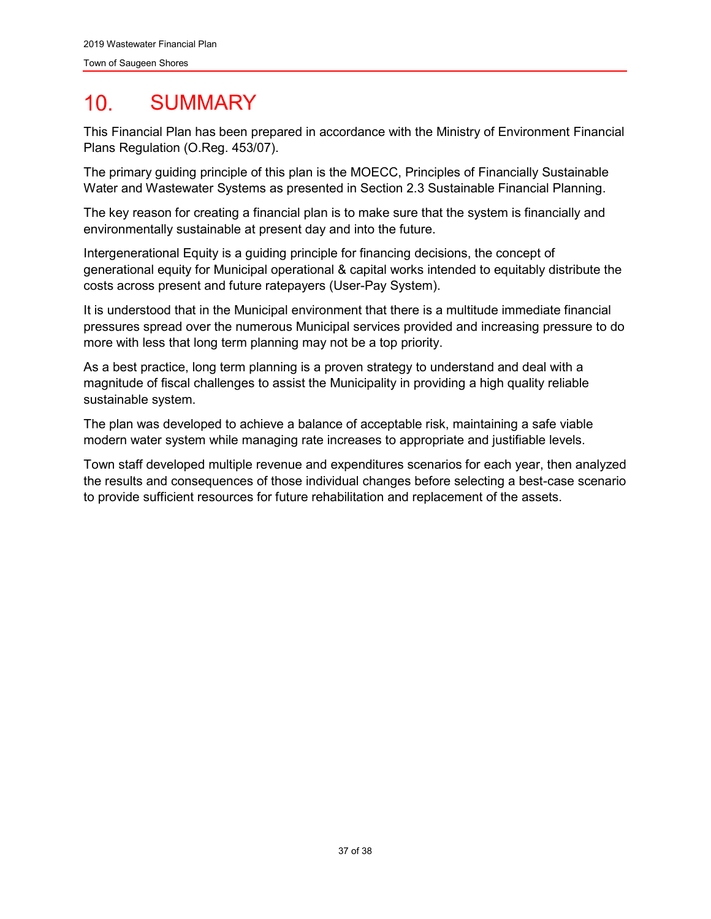# 10. SUMMARY

This Financial Plan has been prepared in accordance with the Ministry of Environment Financial Plans Regulation (O.Reg. 453/07).

The primary guiding principle of this plan is the MOECC, Principles of Financially Sustainable Water and Wastewater Systems as presented in Section 2.3 Sustainable Financial Planning.

The key reason for creating a financial plan is to make sure that the system is financially and environmentally sustainable at present day and into the future.

Intergenerational Equity is a guiding principle for financing decisions, the concept of generational equity for Municipal operational & capital works intended to equitably distribute the costs across present and future ratepayers (User-Pay System).

It is understood that in the Municipal environment that there is a multitude immediate financial pressures spread over the numerous Municipal services provided and increasing pressure to do more with less that long term planning may not be a top priority.

As a best practice, long term planning is a proven strategy to understand and deal with a magnitude of fiscal challenges to assist the Municipality in providing a high quality reliable sustainable system.

The plan was developed to achieve a balance of acceptable risk, maintaining a safe viable modern water system while managing rate increases to appropriate and justifiable levels.

Town staff developed multiple revenue and expenditures scenarios for each year, then analyzed the results and consequences of those individual changes before selecting a best-case scenario to provide sufficient resources for future rehabilitation and replacement of the assets.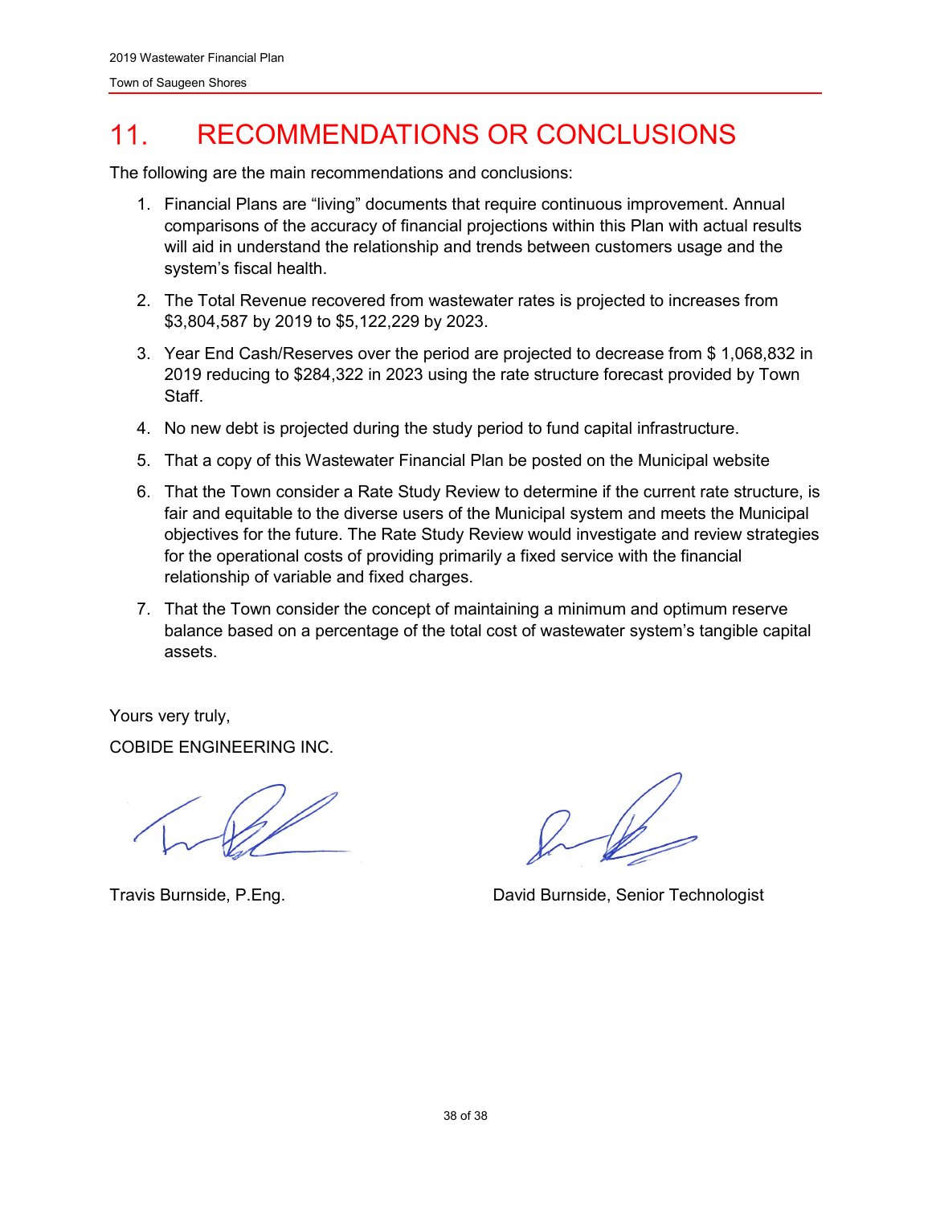# 11. RECOMMENDATIONS OR CONCLUSIONS

The following are the main recommendations and conclusions:

1. Financial Plans are "living" documents that require continuous improvement. Annual comparisons of the accuracy of financial projections within this Plan with actual results will aid in understand the relationship and trends between customers usage and the system's fiscal health.
2. The Total Revenue recovered from wastewater rates is projected to increases from $3,804,587 by 2019 to $5,122,229 by 2023.
3. Year End Cash/Reserves over the period are projected to decrease from $ 1,068,832 in 2019 reducing to $284,322 in 2023 using the rate structure forecast provided by Town Staff.
4. No new debt is projected during the study period to fund capital infrastructure.
5. That a copy of this Wastewater Financial Plan be posted on the Municipal website
6. That the Town consider a Rate Study Review to determine if the current rate structure, is fair and equitable to the diverse users of the Municipal system and meets the Municipal objectives for the future. The Rate Study Review would investigate and review strategies for the operational costs of providing primarily a fixed service with the financial relationship of variable and fixed charges.
7. That the Town consider the concept of maintaining a minimum and optimum reserve balance based on a percentage of the total cost of wastewater system's tangible capital assets.

Yours very truly,

COBIDE ENGINEERING INC.

Travis Burnside, P.Eng.

David Burnside, Senior Technologist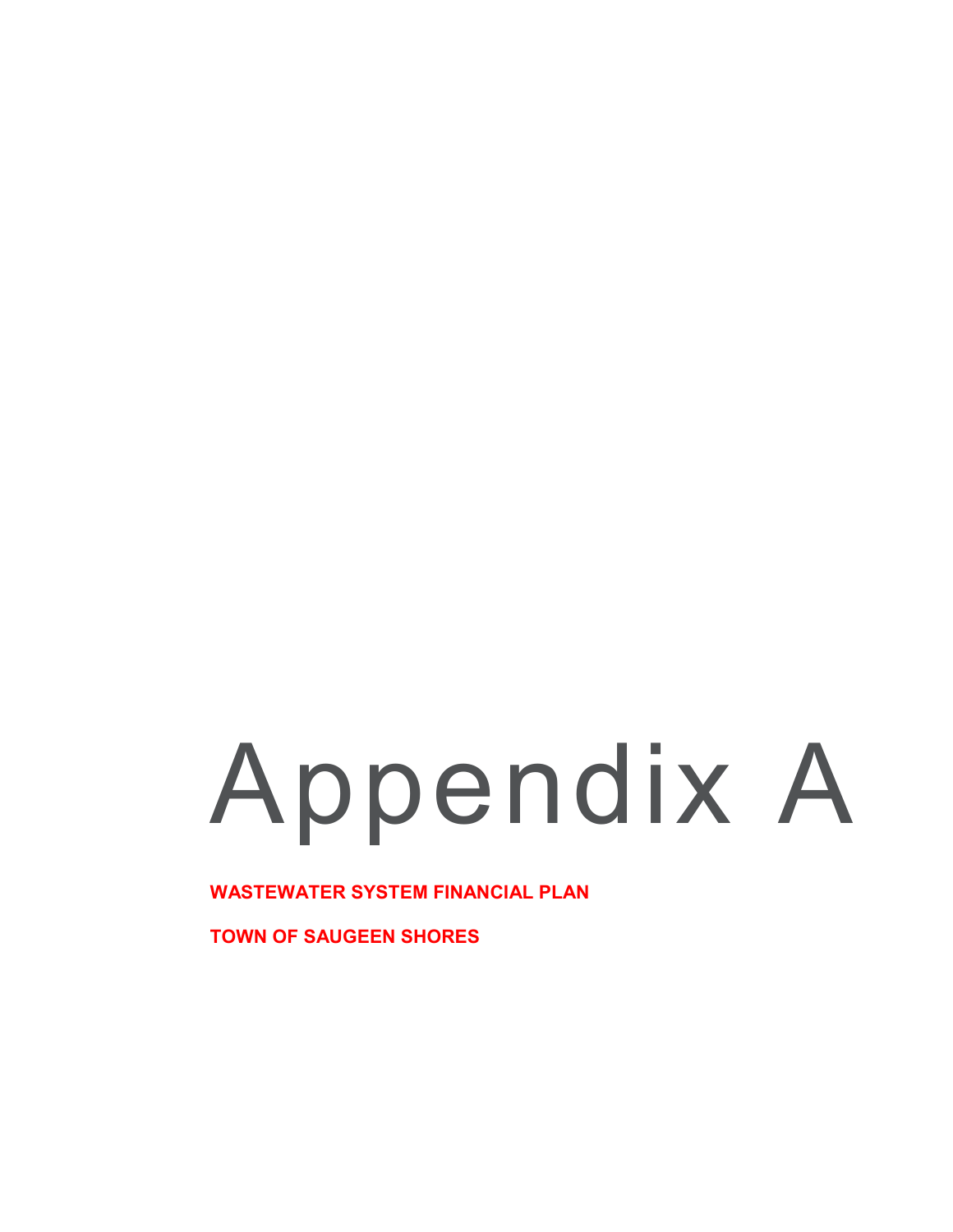# Appendix A

**WASTEWATER SYSTEM FINANCIAL PLAN**

**TOWN OF SAUGEEN SHORES**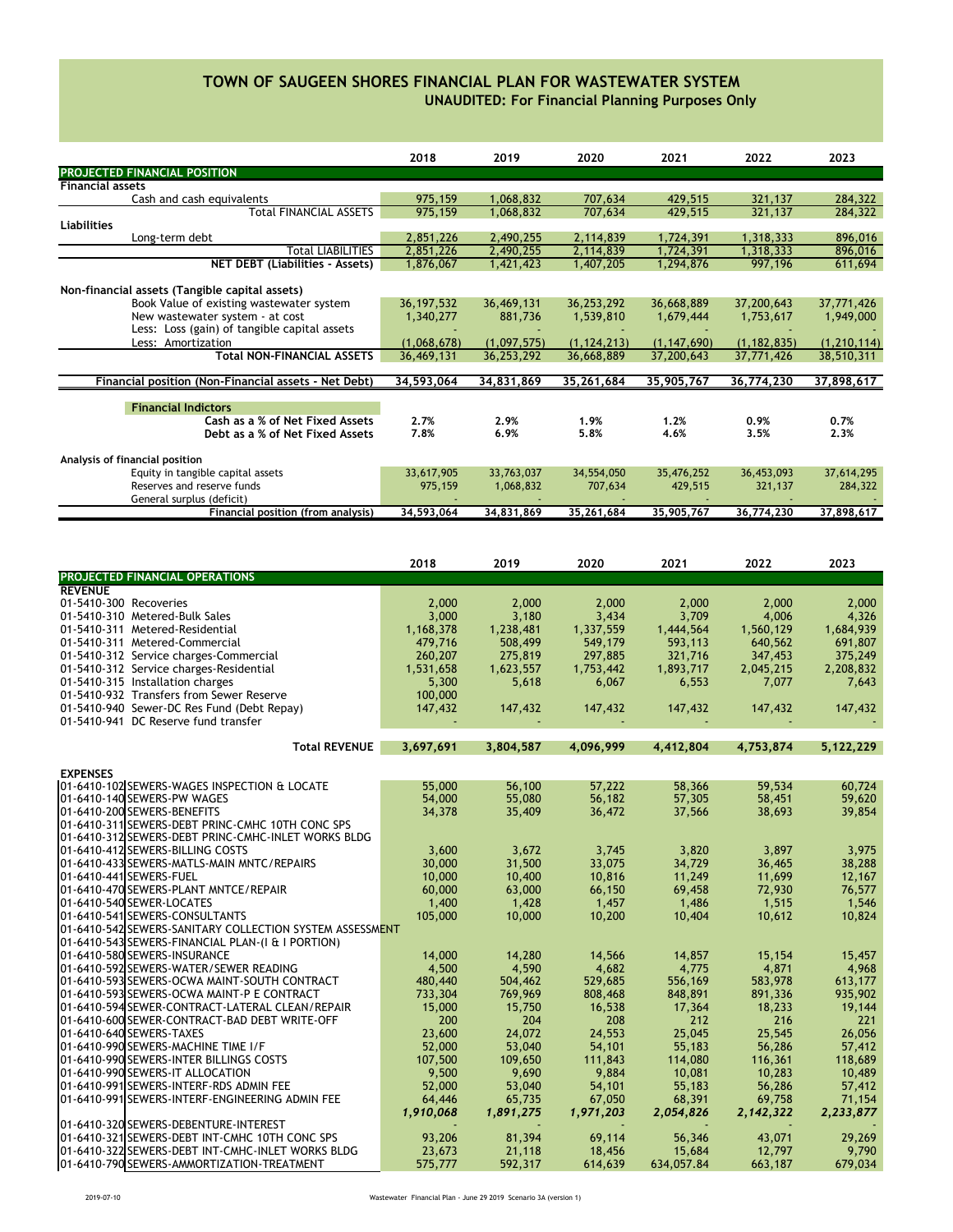# TOWN OF SAUGEEN SHORES FINANCIAL PLAN FOR WASTEWATER SYSTEM

**UNAUDITED: For Financial Planning Purposes Only**

| | 2018 | 2019 | 2020 | 2021 | 2022 | 2023 |
|---|---|---|---|---|---|---|
| **PROJECTED FINANCIAL POSITION** | | | | | | |
| **Financial assets** | | | | | | |
| Cash and cash equivalents | 975,159 | 1,068,832 | 707,634 | 429,515 | 321,137 | 284,322 |
| Total FINANCIAL ASSETS | 975,159 | 1,068,832 | 707,634 | 429,515 | 321,137 | 284,322 |
| **Liabilities** | | | | | | |
| Long-term debt | 2,851,226 | 2,490,255 | 2,114,839 | 1,724,391 | 1,318,333 | 896,016 |
| Total LIABILITIES | 2,851,226 | 2,490,255 | 2,114,839 | 1,724,391 | 1,318,333 | 896,016 |
| **NET DEBT (Liabilities - Assets)** | 1,876,067 | 1,421,423 | 1,407,205 | 1,294,876 | 997,196 | 611,694 |
| | | | | | | |
| **Non-financial assets (Tangible capital assets)** | | | | | | |
| Book Value of existing wastewater system | 36,197,532 | 36,469,131 | 36,253,292 | 36,668,889 | 37,200,643 | 37,771,426 |
| New wastewater system - at cost | 1,340,277 | 881,736 | 1,539,810 | 1,679,444 | 1,753,617 | 1,949,000 |
| Less: Loss (gain) of tangible capital assets | - | - | - | - | - | - |
| Less: Amortization | (1,068,678) | (1,097,575) | (1,124,213) | (1,147,690) | (1,182,835) | (1,210,114) |
| **Total NON-FINANCIAL ASSETS** | 36,469,131 | 36,253,292 | 36,668,889 | 37,200,643 | 37,771,426 | 38,510,311 |
| | | | | | | |
| **Financial position (Non-Financial assets - Net Debt)** | 34,593,064 | 34,831,869 | 35,261,684 | 35,905,767 | 36,774,230 | 37,898,617 |
| | | | | | | |
| **Financial Indictors** | | | | | | |
| **Cash as a % of Net Fixed Assets** | **2.7%** | **2.9%** | **1.9%** | **1.2%** | **0.9%** | **0.7%** |
| **Debt as a % of Net Fixed Assets** | **7.8%** | **6.9%** | **5.8%** | **4.6%** | **3.5%** | **2.3%** |
| | | | | | | |
| **Analysis of financial position** | | | | | | |
| Equity in tangible capital assets | 33,617,905 | 33,763,037 | 34,554,050 | 35,476,252 | 36,453,093 | 37,614,295 |
| Reserves and reserve funds | 975,159 | 1,068,832 | 707,634 | 429,515 | 321,137 | 284,322 |
| General surplus (deficit) | - | - | - | - | - | - |
| **Financial position (from analysis)** | 34,593,064 | 34,831,869 | 35,261,684 | 35,905,767 | 36,774,230 | 37,898,617 |

| | 2018 | 2019 | 2020 | 2021 | 2022 | 2023 |
|---|---|---|---|---|---|---|
| **PROJECTED FINANCIAL OPERATIONS** | | | | | | |
| **REVENUE** | | | | | | |
| 01-5410-300 Recoveries | 2,000 | 2,000 | 2,000 | 2,000 | 2,000 | 2,000 |
| 01-5410-310 Metered-Bulk Sales | 3,000 | 3,180 | 3,434 | 3,709 | 4,006 | 4,326 |
| 01-5410-311 Metered-Residential | 1,168,378 | 1,238,481 | 1,337,559 | 1,444,564 | 1,560,129 | 1,684,939 |
| 01-5410-311 Metered-Commercial | 479,716 | 508,499 | 549,179 | 593,113 | 640,562 | 691,807 |
| 01-5410-312 Service charges-Commercial | 260,207 | 275,819 | 297,885 | 321,716 | 347,453 | 375,249 |
| 01-5410-312 Service charges-Residential | 1,531,658 | 1,623,557 | 1,753,442 | 1,893,717 | 2,045,215 | 2,208,832 |
| 01-5410-315 Installation charges | 5,300 | 5,618 | 6,067 | 6,553 | 7,077 | 7,643 |
| 01-5410-932 Transfers from Sewer Reserve | 100,000 | | | | | |
| 01-5410-940 Sewer-DC Res Fund (Debt Repay) | 147,432 | 147,432 | 147,432 | 147,432 | 147,432 | 147,432 |
| 01-5410-941 DC Reserve fund transfer | - | - | - | - | - | - |
| | | | | | | |
| **Total REVENUE** | **3,697,691** | **3,804,587** | **4,096,999** | **4,412,804** | **4,753,874** | **5,122,229** |
| | | | | | | |
| **EXPENSES** | | | | | | |
| 01-6410-102 SEWERS-WAGES INSPECTION & LOCATE | 55,000 | 56,100 | 57,222 | 58,366 | 59,534 | 60,724 |
| 01-6410-140 SEWERS-PW WAGES | 54,000 | 55,080 | 56,182 | 57,305 | 58,451 | 59,620 |
| 01-6410-200 SEWERS-BENEFITS | 34,378 | 35,409 | 36,472 | 37,566 | 38,693 | 39,854 |
| 01-6410-311 SEWERS-DEBT PRINC-CMHC 10TH CONC SPS | | | | | | |
| 01-6410-312 SEWERS-DEBT PRINC-CMHC-INLET WORKS BLDG | | | | | | |
| 01-6410-412 SEWERS-BILLING COSTS | 3,600 | 3,672 | 3,745 | 3,820 | 3,897 | 3,975 |
| 01-6410-433 SEWERS-MATLS-MAIN MNTC/REPAIRS | 30,000 | 31,500 | 33,075 | 34,729 | 36,465 | 38,288 |
| 01-6410-441 SEWERS-FUEL | 10,000 | 10,400 | 10,816 | 11,249 | 11,699 | 12,167 |
| 01-6410-470 SEWERS-PLANT MNTCE/REPAIR | 60,000 | 63,000 | 66,150 | 69,458 | 72,930 | 76,577 |
| 01-6410-540 SEWER-LOCATES | 1,400 | 1,428 | 1,457 | 1,486 | 1,515 | 1,546 |
| 01-6410-541 SEWERS-CONSULTANTS | 105,000 | 10,000 | 10,200 | 10,404 | 10,612 | 10,824 |
| 01-6410-542 SEWERS-SANITARY COLLECTION SYSTEM ASSESSMENT | | | | | | |
| 01-6410-543 SEWERS-FINANCIAL PLAN-(I & I PORTION) | | | | | | |
| 01-6410-580 SEWERS-INSURANCE | 14,000 | 14,280 | 14,566 | 14,857 | 15,154 | 15,457 |
| 01-6410-592 SEWERS-WATER/SEWER READING | 4,500 | 4,590 | 4,682 | 4,775 | 4,871 | 4,968 |
| 01-6410-593 SEWERS-OCWA MAINT-SOUTH CONTRACT | 480,440 | 504,462 | 529,685 | 556,169 | 583,978 | 613,177 |
| 01-6410-593 SEWERS-OCWA MAINT-P E CONTRACT | 733,304 | 769,969 | 808,468 | 848,891 | 891,336 | 935,902 |
| 01-6410-594 SEWER-CONTRACT-LATERAL CLEAN/REPAIR | 15,000 | 15,750 | 16,538 | 17,364 | 18,233 | 19,144 |
| 01-6410-600 SEWER-CONTRACT-BAD DEBT WRITE-OFF | 200 | 204 | 208 | 212 | 216 | 221 |
| 01-6410-640 SEWERS-TAXES | 23,600 | 24,072 | 24,553 | 25,045 | 25,545 | 26,056 |
| 01-6410-990 SEWERS-MACHINE TIME I/F | 52,000 | 53,040 | 54,101 | 55,183 | 56,286 | 57,412 |
| 01-6410-990 SEWERS-INTER BILLINGS COSTS | 107,500 | 109,650 | 111,843 | 114,080 | 116,361 | 118,689 |
| 01-6410-990 SEWERS-IT ALLOCATION | 9,500 | 9,690 | 9,884 | 10,081 | 10,283 | 10,489 |
| 01-6410-991 SEWERS-INTERF-RDS ADMIN FEE | 52,000 | 53,040 | 54,101 | 55,183 | 56,286 | 57,412 |
| 01-6410-991 SEWERS-INTERF-ENGINEERING ADMIN FEE | 64,446 | 65,735 | 67,050 | 68,391 | 69,758 | 71,154 |
| | *1,910,068* | *1,891,275* | *1,971,203* | *2,054,826* | *2,142,322* | *2,233,877* |
| 01-6410-320 SEWERS-DEBENTURE-INTEREST | - | - | - | - | - | - |
| 01-6410-321 SEWERS-DEBT INT-CMHC 10TH CONC SPS | 93,206 | 81,394 | 69,114 | 56,346 | 43,071 | 29,269 |
| 01-6410-322 SEWERS-DEBT INT-CMHC-INLET WORKS BLDG | 23,673 | 21,118 | 18,456 | 15,684 | 12,797 | 9,790 |
| 01-6410-790 SEWERS-AMMORTIZATION-TREATMENT | 575,777 | 592,317 | 614,639 | 634,057.84 | 663,187 | 679,034 |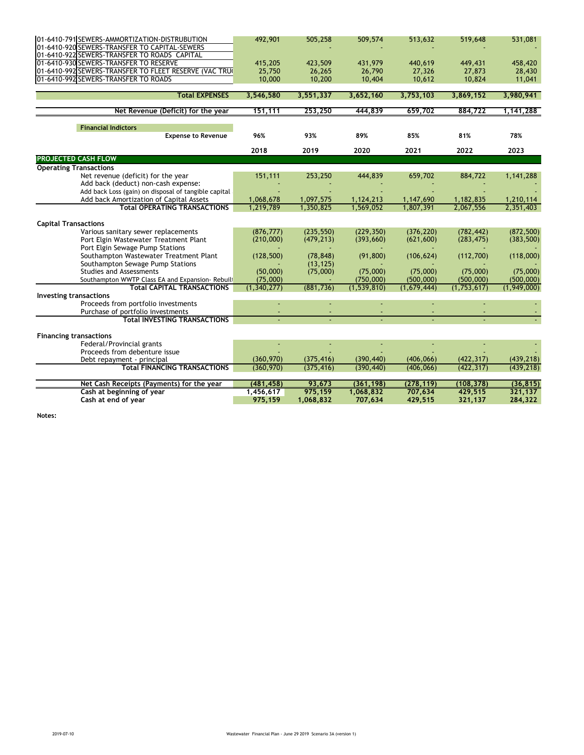| | | | | | | |
|---|---|---|---|---|---|---|
| 01-6410-791 SEWERS-AMMORTIZATION-DISTRUBUTION | 492,901 | 505,258 | 509,574 | 513,632 | 519,648 | 531,081 |
| 01-6410-920 SEWERS-TRANSFER TO CAPITAL-SEWERS | | - | - | - | - | - |
| 01-6410-922 SEWERS-TRANSFER TO ROADS CAPITAL | | | | | | |
| 01-6410-930 SEWERS-TRANSFER TO RESERVE | 415,205 | 423,509 | 431,979 | 440,619 | 449,431 | 458,420 |
| 01-6410-992 SEWERS-TRANSFER TO FLEET RESERVE (VAC TRU | 25,750 | 26,265 | 26,790 | 27,326 | 27,873 | 28,430 |
| 01-6410-992 SEWERS-TRANSFER TO ROADS | 10,000 | 10,200 | 10,404 | 10,612 | 10,824 | 11,041 |
| **Total EXPENSES** | **3,546,580** | **3,551,337** | **3,652,160** | **3,753,103** | **3,869,152** | **3,980,941** |
| **Net Revenue (Deficit) for the year** | **151,111** | **253,250** | **444,839** | **659,702** | **884,722** | **1,141,288** |
| **Financial Indictors** | | | | | | |
| **Expense to Revenue** | **96%** | **93%** | **89%** | **85%** | **81%** | **78%** |

| | 2018 | 2019 | 2020 | 2021 | 2022 | 2023 |
|---|---|---|---|---|---|---|
| **PROJECTED CASH FLOW** | | | | | | |
| **Operating Transactions** | | | | | | |
| Net revenue (deficit) for the year | 151,111 | 253,250 | 444,839 | 659,702 | 884,722 | 1,141,288 |
| Add back (deduct) non-cash expense: | - | - | - | - | - | - |
| Add back Loss (gain) on disposal of tangible capital | - | - | - | - | - | - |
| Add back Amortization of Capital Assets | 1,068,678 | 1,097,575 | 1,124,213 | 1,147,690 | 1,182,835 | 1,210,114 |
| **Total OPERATING TRANSACTIONS** | 1,219,789 | 1,350,825 | 1,569,052 | 1,807,391 | 2,067,556 | 2,351,403 |
| **Capital Transactions** | | | | | | |
| Various sanitary sewer replacements | (876,777) | (235,550) | (229,350) | (376,220) | (782,442) | (872,500) |
| Port Elgin Wastewater Treatment Plant | (210,000) | (479,213) | (393,660) | (621,600) | (283,475) | (383,500) |
| Port Elgin Sewage Pump Stations | - | - | - | - | - | - |
| Southampton Wastewater Treatment Plant | (128,500) | (78,848) | (91,800) | (106,624) | (112,700) | (118,000) |
| Southampton Sewage Pump Stations | - | (13,125) | - | - | - | - |
| Studies and Assessments | (50,000) | (75,000) | (75,000) | (75,000) | (75,000) | (75,000) |
| Southampton WWTP Class EA and Expansion- Rebuilt | (75,000) | - | (750,000) | (500,000) | (500,000) | (500,000) |
| **Total CAPITAL TRANSACTIONS** | (1,340,277) | (881,736) | (1,539,810) | (1,679,444) | (1,753,617) | (1,949,000) |
| **Investing transactions** | | | | | | |
| Proceeds from portfolio investments | - | - | - | - | - | - |
| Purchase of portfolio investments | - | - | - | - | - | - |
| **Total INVESTING TRANSACTIONS** | - | - | - | - | - | - |
| **Financing transactions** | | | | | | |
| Federal/Provincial grants | - | - | - | - | - | - |
| Proceeds from debenture issue | - | - | - | - | - | - |
| Debt repayment - principal | (360,970) | (375,416) | (390,440) | (406,066) | (422,317) | (439,218) |
| **Total FINANCING TRANSACTIONS** | (360,970) | (375,416) | (390,440) | (406,066) | (422,317) | (439,218) |
| **Net Cash Receipts (Payments) for the year** | **(481,458)** | **93,673** | **(361,198)** | **(278,119)** | **(108,378)** | **(36,815)** |
| **Cash at beginning of year** | **1,456,617** | **975,159** | **1,068,832** | **707,634** | **429,515** | **321,137** |
| **Cash at end of year** | **975,159** | **1,068,832** | **707,634** | **429,515** | **321,137** | **284,322** |

**Notes:**

2019-07-10 Wastewater Financial Plan - June 29 2019 Scenario 3A (version 1)